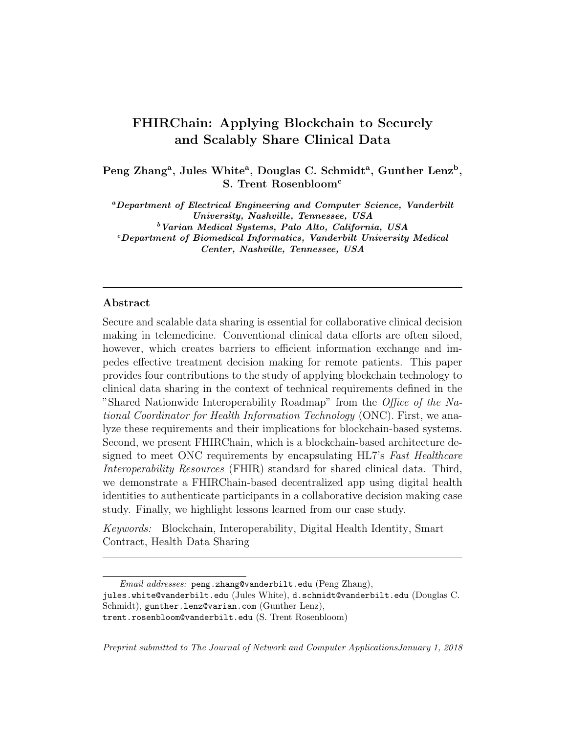# FHIRChain: Applying Blockchain to Securely and Scalably Share Clinical Data

**Peng Zhang[a], Jules White[a], Douglas C. Schmidt[a], Gunther Lenz[b], S. Trent Rosenbloom[c]**

*[a]Department of Electrical Engineering and Computer Science, Vanderbilt University, Nashville, Tennessee, USA*
*[b]Varian Medical Systems, Palo Alto, California, USA*
*[c]Department of Biomedical Informatics, Vanderbilt University Medical Center, Nashville, Tennessee, USA*

---

## Abstract

Secure and scalable data sharing is essential for collaborative clinical decision making in telemedicine. Conventional clinical data efforts are often siloed, however, which creates barriers to efficient information exchange and impedes effective treatment decision making for remote patients. This paper provides four contributions to the study of applying blockchain technology to clinical data sharing in the context of technical requirements defined in the "Shared Nationwide Interoperability Roadmap" from the *Office of the National Coordinator for Health Information Technology* (ONC). First, we analyze these requirements and their implications for blockchain-based systems. Second, we present FHIRChain, which is a blockchain-based architecture designed to meet ONC requirements by encapsulating HL7's *Fast Healthcare Interoperability Resources* (FHIR) standard for shared clinical data. Third, we demonstrate a FHIRChain-based decentralized app using digital health identities to authenticate participants in a collaborative decision making case study. Finally, we highlight lessons learned from our case study.

*Keywords:* Blockchain, Interoperability, Digital Health Identity, Smart Contract, Health Data Sharing

---

*Email addresses:* peng.zhang@vanderbilt.edu (Peng Zhang), jules.white@vanderbilt.edu (Jules White), d.schmidt@vanderbilt.edu (Douglas C. Schmidt), gunther.lenz@varian.com (Gunther Lenz), trent.rosenbloom@vanderbilt.edu (S. Trent Rosenbloom)

*Preprint submitted to The Journal of Network and Computer Applications January 1, 2018*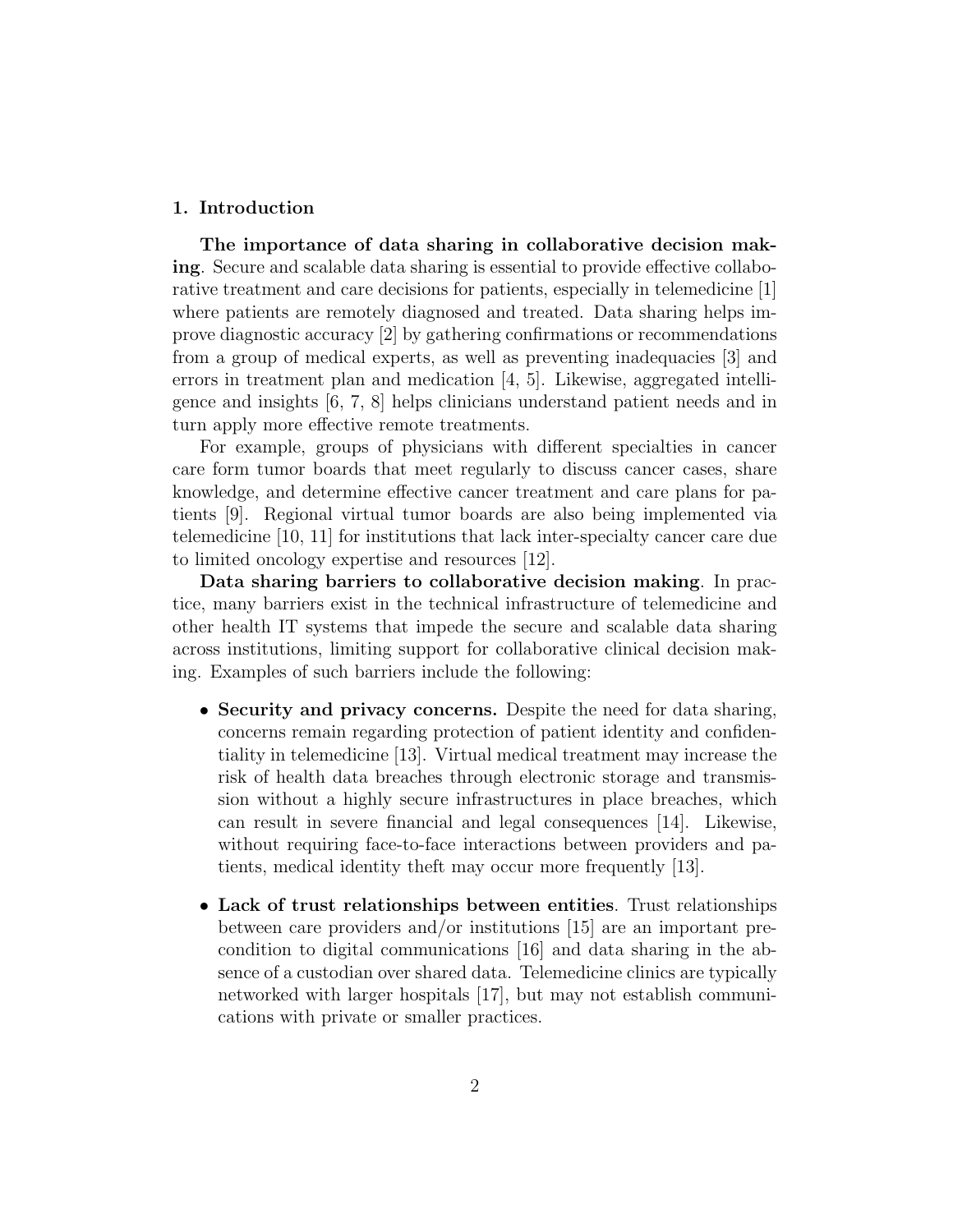## 1. Introduction

**The importance of data sharing in collaborative decision making**. Secure and scalable data sharing is essential to provide effective collaborative treatment and care decisions for patients, especially in telemedicine [1] where patients are remotely diagnosed and treated. Data sharing helps improve diagnostic accuracy [2] by gathering confirmations or recommendations from a group of medical experts, as well as preventing inadequacies [3] and errors in treatment plan and medication [4, 5]. Likewise, aggregated intelligence and insights [6, 7, 8] helps clinicians understand patient needs and in turn apply more effective remote treatments.

For example, groups of physicians with different specialties in cancer care form tumor boards that meet regularly to discuss cancer cases, share knowledge, and determine effective cancer treatment and care plans for patients [9]. Regional virtual tumor boards are also being implemented via telemedicine [10, 11] for institutions that lack inter-specialty cancer care due to limited oncology expertise and resources [12].

**Data sharing barriers to collaborative decision making**. In practice, many barriers exist in the technical infrastructure of telemedicine and other health IT systems that impede the secure and scalable data sharing across institutions, limiting support for collaborative clinical decision making. Examples of such barriers include the following:

- **Security and privacy concerns.** Despite the need for data sharing, concerns remain regarding protection of patient identity and confidentiality in telemedicine [13]. Virtual medical treatment may increase the risk of health data breaches through electronic storage and transmission without a highly secure infrastructures in place breaches, which can result in severe financial and legal consequences [14]. Likewise, without requiring face-to-face interactions between providers and patients, medical identity theft may occur more frequently [13].

- **Lack of trust relationships between entities**. Trust relationships between care providers and/or institutions [15] are an important precondition to digital communications [16] and data sharing in the absence of a custodian over shared data. Telemedicine clinics are typically networked with larger hospitals [17], but may not establish communications with private or smaller practices.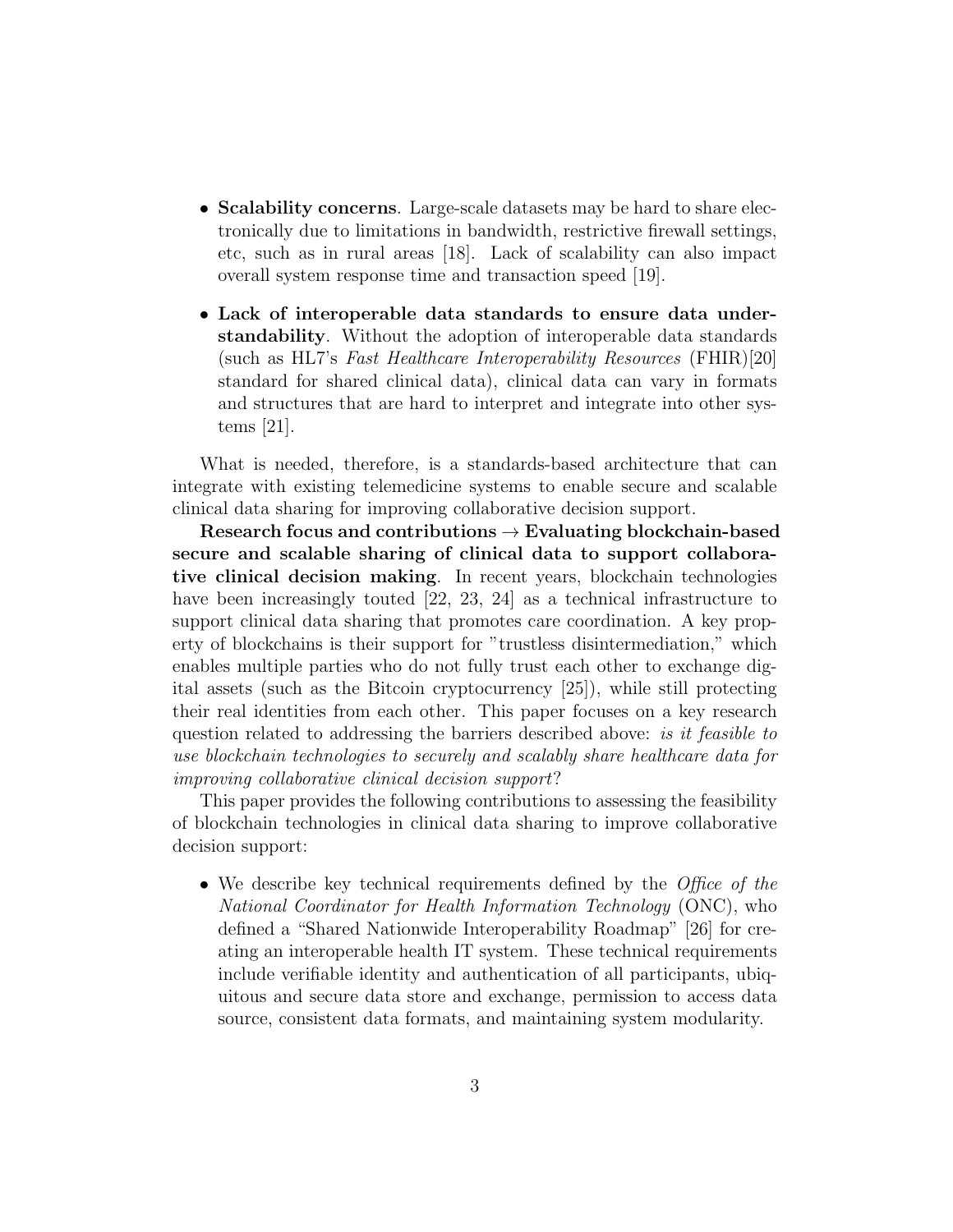- **Scalability concerns**. Large-scale datasets may be hard to share electronically due to limitations in bandwidth, restrictive firewall settings, etc, such as in rural areas [18]. Lack of scalability can also impact overall system response time and transaction speed [19].

- **Lack of interoperable data standards to ensure data understandability**. Without the adoption of interoperable data standards (such as HL7's *Fast Healthcare Interoperability Resources* (FHIR)[20] standard for shared clinical data), clinical data can vary in formats and structures that are hard to interpret and integrate into other systems [21].

What is needed, therefore, is a standards-based architecture that can integrate with existing telemedicine systems to enable secure and scalable clinical data sharing for improving collaborative decision support.

**Research focus and contributions → Evaluating blockchain-based secure and scalable sharing of clinical data to support collaborative clinical decision making**. In recent years, blockchain technologies have been increasingly touted [22, 23, 24] as a technical infrastructure to support clinical data sharing that promotes care coordination. A key property of blockchains is their support for "trustless disintermediation," which enables multiple parties who do not fully trust each other to exchange digital assets (such as the Bitcoin cryptocurrency [25]), while still protecting their real identities from each other. This paper focuses on a key research question related to addressing the barriers described above: *is it feasible to use blockchain technologies to securely and scalably share healthcare data for improving collaborative clinical decision support*?

This paper provides the following contributions to assessing the feasibility of blockchain technologies in clinical data sharing to improve collaborative decision support:

- We describe key technical requirements defined by the *Office of the National Coordinator for Health Information Technology* (ONC), who defined a "Shared Nationwide Interoperability Roadmap" [26] for creating an interoperable health IT system. These technical requirements include verifiable identity and authentication of all participants, ubiquitous and secure data store and exchange, permission to access data source, consistent data formats, and maintaining system modularity.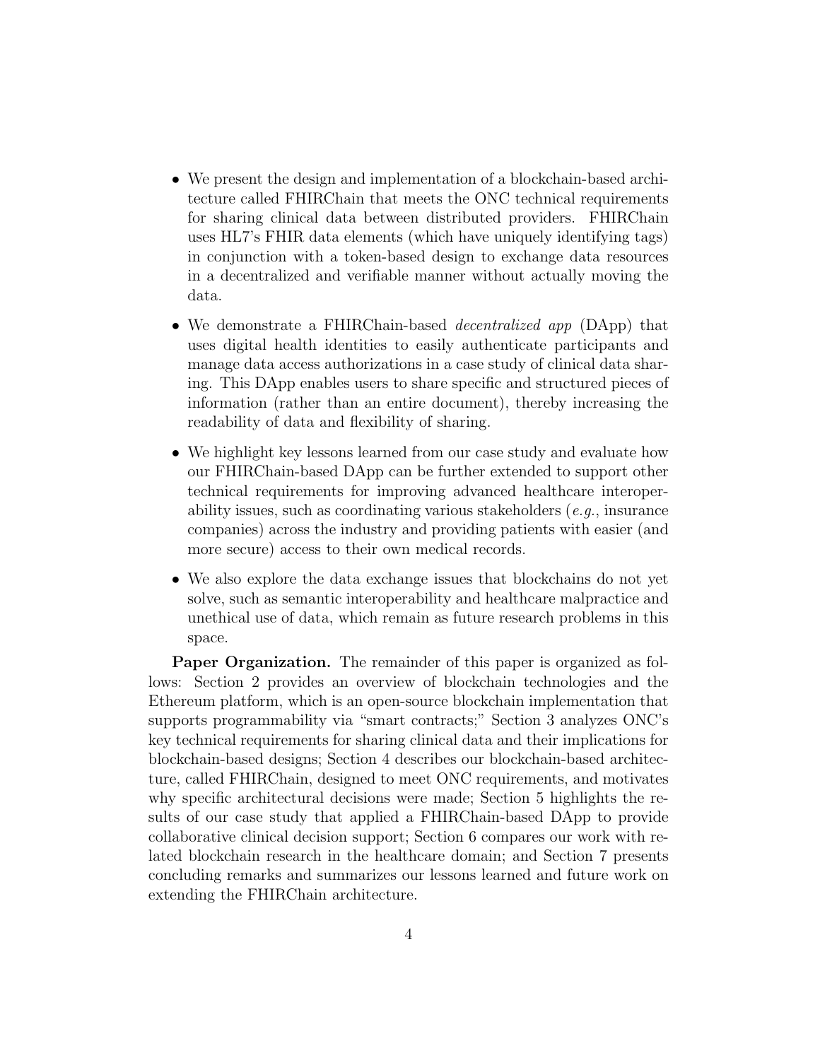- We present the design and implementation of a blockchain-based architecture called FHIRChain that meets the ONC technical requirements for sharing clinical data between distributed providers. FHIRChain uses HL7's FHIR data elements (which have uniquely identifying tags) in conjunction with a token-based design to exchange data resources in a decentralized and verifiable manner without actually moving the data.

- We demonstrate a FHIRChain-based *decentralized app* (DApp) that uses digital health identities to easily authenticate participants and manage data access authorizations in a case study of clinical data sharing. This DApp enables users to share specific and structured pieces of information (rather than an entire document), thereby increasing the readability of data and flexibility of sharing.

- We highlight key lessons learned from our case study and evaluate how our FHIRChain-based DApp can be further extended to support other technical requirements for improving advanced healthcare interoperability issues, such as coordinating various stakeholders (*e.g.*, insurance companies) across the industry and providing patients with easier (and more secure) access to their own medical records.

- We also explore the data exchange issues that blockchains do not yet solve, such as semantic interoperability and healthcare malpractice and unethical use of data, which remain as future research problems in this space.

**Paper Organization.** The remainder of this paper is organized as follows: Section 2 provides an overview of blockchain technologies and the Ethereum platform, which is an open-source blockchain implementation that supports programmability via "smart contracts;" Section 3 analyzes ONC's key technical requirements for sharing clinical data and their implications for blockchain-based designs; Section 4 describes our blockchain-based architecture, called FHIRChain, designed to meet ONC requirements, and motivates why specific architectural decisions were made; Section 5 highlights the results of our case study that applied a FHIRChain-based DApp to provide collaborative clinical decision support; Section 6 compares our work with related blockchain research in the healthcare domain; and Section 7 presents concluding remarks and summarizes our lessons learned and future work on extending the FHIRChain architecture.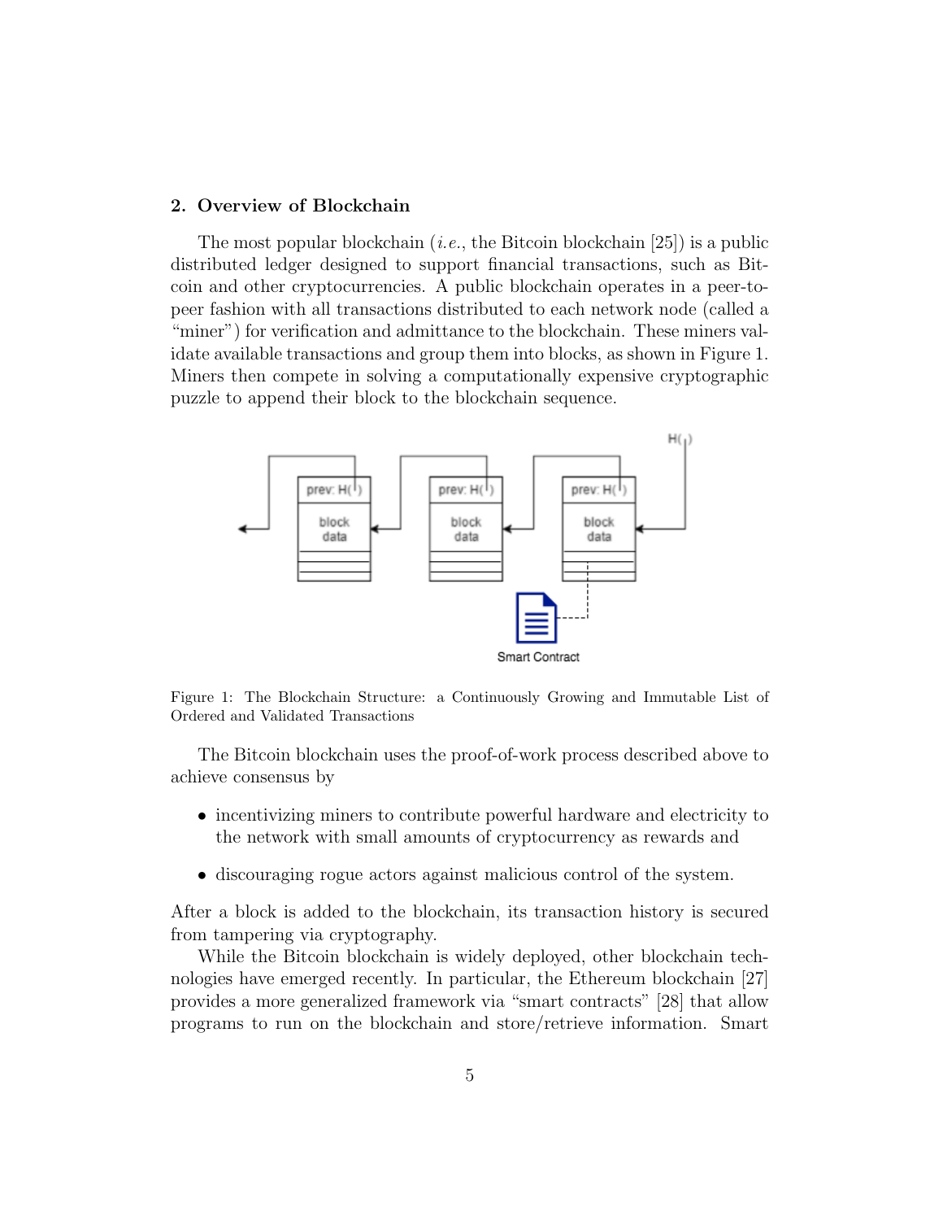## 2. Overview of Blockchain

The most popular blockchain (*i.e.*, the Bitcoin blockchain [25]) is a public distributed ledger designed to support financial transactions, such as Bitcoin and other cryptocurrencies. A public blockchain operates in a peer-to-peer fashion with all transactions distributed to each network node (called a "miner") for verification and admittance to the blockchain. These miners validate available transactions and group them into blocks, as shown in Figure 1. Miners then compete in solving a computationally expensive cryptographic puzzle to append their block to the blockchain sequence.

Figure 1: The Blockchain Structure: a Continuously Growing and Immutable List of Ordered and Validated Transactions

The Bitcoin blockchain uses the proof-of-work process described above to achieve consensus by

- incentivizing miners to contribute powerful hardware and electricity to the network with small amounts of cryptocurrency as rewards and
- discouraging rogue actors against malicious control of the system.

After a block is added to the blockchain, its transaction history is secured from tampering via cryptography.

While the Bitcoin blockchain is widely deployed, other blockchain technologies have emerged recently. In particular, the Ethereum blockchain [27] provides a more generalized framework via "smart contracts" [28] that allow programs to run on the blockchain and store/retrieve information. Smart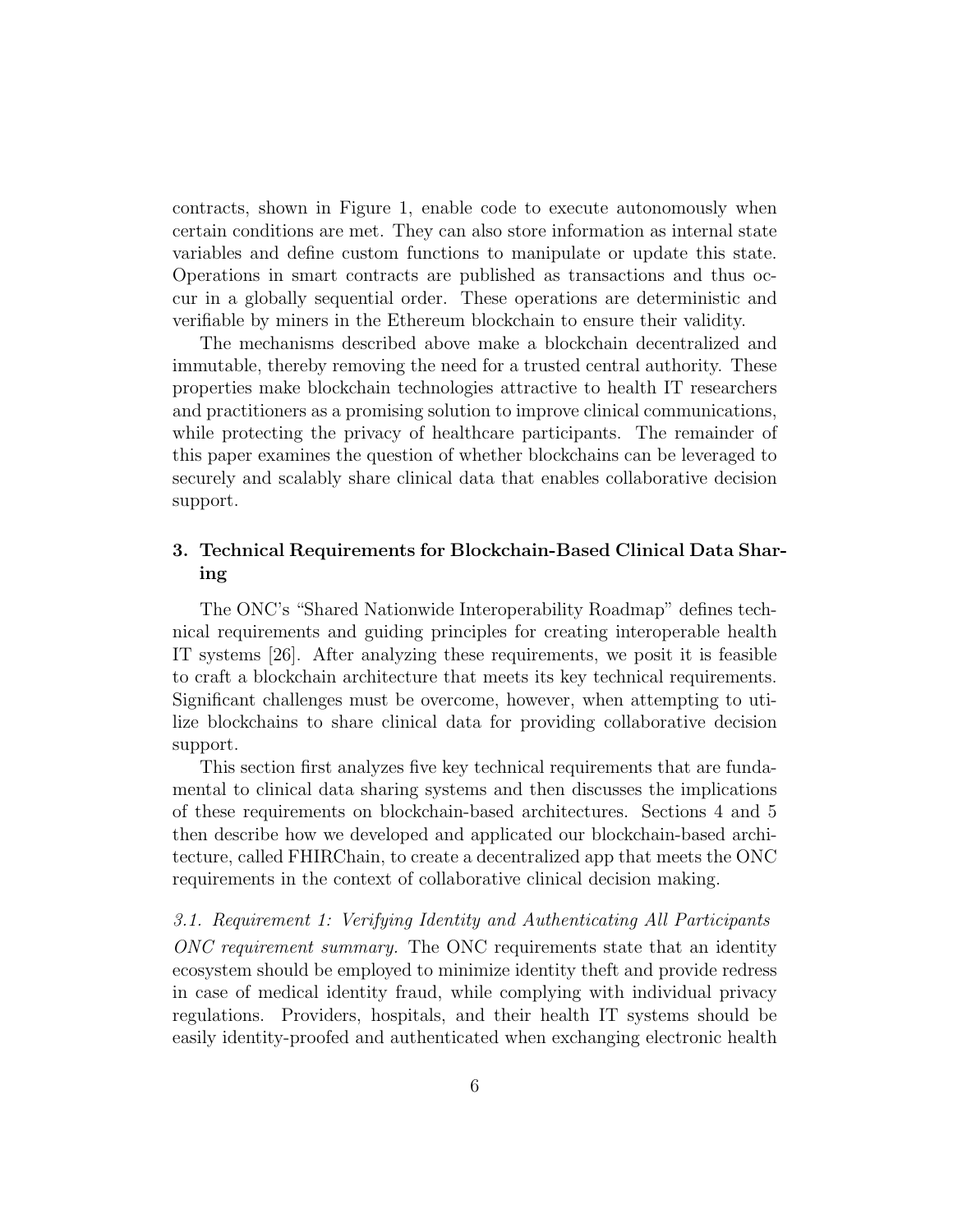contracts, shown in Figure 1, enable code to execute autonomously when certain conditions are met. They can also store information as internal state variables and define custom functions to manipulate or update this state. Operations in smart contracts are published as transactions and thus occur in a globally sequential order. These operations are deterministic and verifiable by miners in the Ethereum blockchain to ensure their validity.

The mechanisms described above make a blockchain decentralized and immutable, thereby removing the need for a trusted central authority. These properties make blockchain technologies attractive to health IT researchers and practitioners as a promising solution to improve clinical communications, while protecting the privacy of healthcare participants. The remainder of this paper examines the question of whether blockchains can be leveraged to securely and scalably share clinical data that enables collaborative decision support.

## 3. Technical Requirements for Blockchain-Based Clinical Data Sharing

The ONC's "Shared Nationwide Interoperability Roadmap" defines technical requirements and guiding principles for creating interoperable health IT systems [26]. After analyzing these requirements, we posit it is feasible to craft a blockchain architecture that meets its key technical requirements. Significant challenges must be overcome, however, when attempting to utilize blockchains to share clinical data for providing collaborative decision support.

This section first analyzes five key technical requirements that are fundamental to clinical data sharing systems and then discusses the implications of these requirements on blockchain-based architectures. Sections 4 and 5 then describe how we developed and applicated our blockchain-based architecture, called FHIRChain, to create a decentralized app that meets the ONC requirements in the context of collaborative clinical decision making.

### 3.1. Requirement 1: Verifying Identity and Authenticating All Participants

*ONC requirement summary.* The ONC requirements state that an identity ecosystem should be employed to minimize identity theft and provide redress in case of medical identity fraud, while complying with individual privacy regulations. Providers, hospitals, and their health IT systems should be easily identity-proofed and authenticated when exchanging electronic health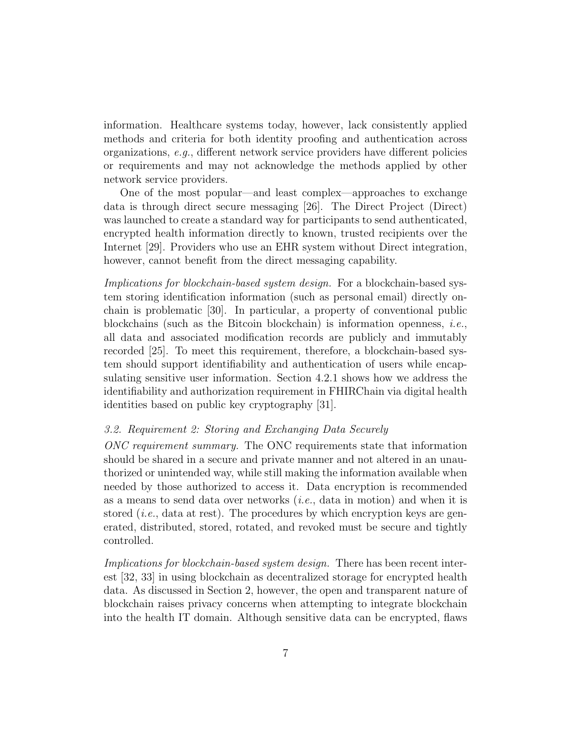information. Healthcare systems today, however, lack consistently applied methods and criteria for both identity proofing and authentication across organizations, *e.g.*, different network service providers have different policies or requirements and may not acknowledge the methods applied by other network service providers.

One of the most popular—and least complex—approaches to exchange data is through direct secure messaging [26]. The Direct Project (Direct) was launched to create a standard way for participants to send authenticated, encrypted health information directly to known, trusted recipients over the Internet [29]. Providers who use an EHR system without Direct integration, however, cannot benefit from the direct messaging capability.

*Implications for blockchain-based system design.* For a blockchain-based system storing identification information (such as personal email) directly on-chain is problematic [30]. In particular, a property of conventional public blockchains (such as the Bitcoin blockchain) is information openness, *i.e.*, all data and associated modification records are publicly and immutably recorded [25]. To meet this requirement, therefore, a blockchain-based system should support identifiability and authentication of users while encapsulating sensitive user information. Section 4.2.1 shows how we address the identifiability and authorization requirement in FHIRChain via digital health identities based on public key cryptography [31].

### *3.2. Requirement 2: Storing and Exchanging Data Securely*

*ONC requirement summary.* The ONC requirements state that information should be shared in a secure and private manner and not altered in an unauthorized or unintended way, while still making the information available when needed by those authorized to access it. Data encryption is recommended as a means to send data over networks (*i.e.*, data in motion) and when it is stored (*i.e.*, data at rest). The procedures by which encryption keys are generated, distributed, stored, rotated, and revoked must be secure and tightly controlled.

*Implications for blockchain-based system design.* There has been recent interest [32, 33] in using blockchain as decentralized storage for encrypted health data. As discussed in Section 2, however, the open and transparent nature of blockchain raises privacy concerns when attempting to integrate blockchain into the health IT domain. Although sensitive data can be encrypted, flaws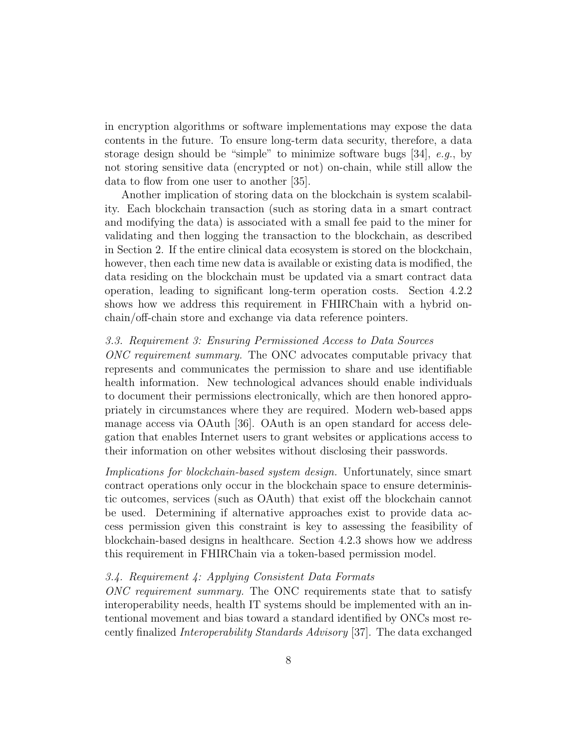in encryption algorithms or software implementations may expose the data contents in the future. To ensure long-term data security, therefore, a data storage design should be "simple" to minimize software bugs [34], *e.g.*, by not storing sensitive data (encrypted or not) on-chain, while still allow the data to flow from one user to another [35].

Another implication of storing data on the blockchain is system scalability. Each blockchain transaction (such as storing data in a smart contract and modifying the data) is associated with a small fee paid to the miner for validating and then logging the transaction to the blockchain, as described in Section 2. If the entire clinical data ecosystem is stored on the blockchain, however, then each time new data is available or existing data is modified, the data residing on the blockchain must be updated via a smart contract data operation, leading to significant long-term operation costs. Section 4.2.2 shows how we address this requirement in FHIRChain with a hybrid on-chain/off-chain store and exchange via data reference pointers.

### *3.3. Requirement 3: Ensuring Permissioned Access to Data Sources*

*ONC requirement summary.* The ONC advocates computable privacy that represents and communicates the permission to share and use identifiable health information. New technological advances should enable individuals to document their permissions electronically, which are then honored appropriately in circumstances where they are required. Modern web-based apps manage access via OAuth [36]. OAuth is an open standard for access delegation that enables Internet users to grant websites or applications access to their information on other websites without disclosing their passwords.

*Implications for blockchain-based system design.* Unfortunately, since smart contract operations only occur in the blockchain space to ensure deterministic outcomes, services (such as OAuth) that exist off the blockchain cannot be used. Determining if alternative approaches exist to provide data access permission given this constraint is key to assessing the feasibility of blockchain-based designs in healthcare. Section 4.2.3 shows how we address this requirement in FHIRChain via a token-based permission model.

### *3.4. Requirement 4: Applying Consistent Data Formats*

*ONC requirement summary.* The ONC requirements state that to satisfy interoperability needs, health IT systems should be implemented with an intentional movement and bias toward a standard identified by ONCs most recently finalized *Interoperability Standards Advisory* [37]. The data exchanged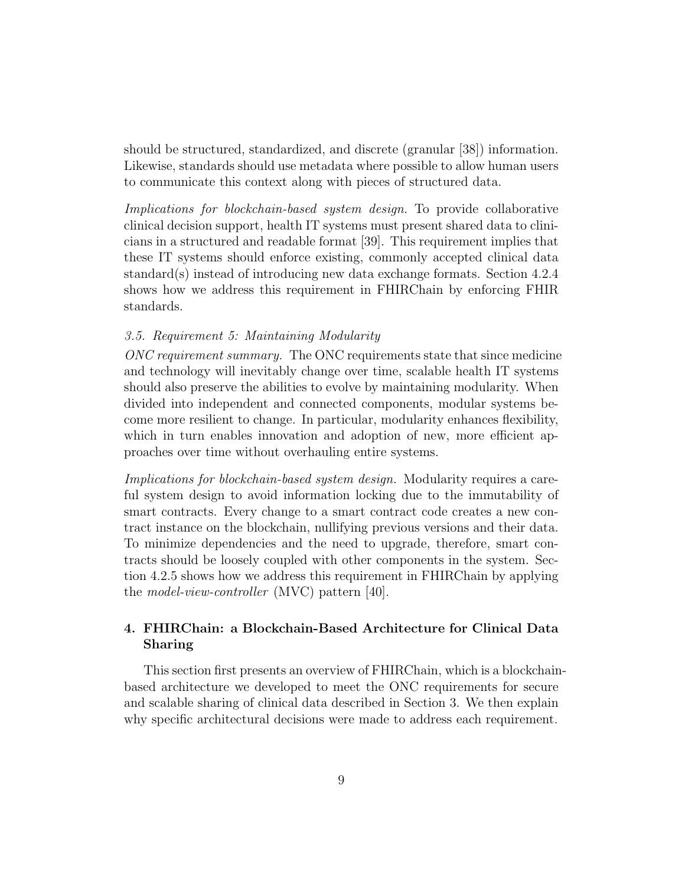should be structured, standardized, and discrete (granular [38]) information. Likewise, standards should use metadata where possible to allow human users to communicate this context along with pieces of structured data.

*Implications for blockchain-based system design.* To provide collaborative clinical decision support, health IT systems must present shared data to clinicians in a structured and readable format [39]. This requirement implies that these IT systems should enforce existing, commonly accepted clinical data standard(s) instead of introducing new data exchange formats. Section 4.2.4 shows how we address this requirement in FHIRChain by enforcing FHIR standards.

### *3.5. Requirement 5: Maintaining Modularity*

*ONC requirement summary.* The ONC requirements state that since medicine and technology will inevitably change over time, scalable health IT systems should also preserve the abilities to evolve by maintaining modularity. When divided into independent and connected components, modular systems become more resilient to change. In particular, modularity enhances flexibility, which in turn enables innovation and adoption of new, more efficient approaches over time without overhauling entire systems.

*Implications for blockchain-based system design.* Modularity requires a careful system design to avoid information locking due to the immutability of smart contracts. Every change to a smart contract code creates a new contract instance on the blockchain, nullifying previous versions and their data. To minimize dependencies and the need to upgrade, therefore, smart contracts should be loosely coupled with other components in the system. Section 4.2.5 shows how we address this requirement in FHIRChain by applying the *model-view-controller* (MVC) pattern [40].

## 4. FHIRChain: a Blockchain-Based Architecture for Clinical Data Sharing

This section first presents an overview of FHIRChain, which is a blockchain-based architecture we developed to meet the ONC requirements for secure and scalable sharing of clinical data described in Section 3. We then explain why specific architectural decisions were made to address each requirement.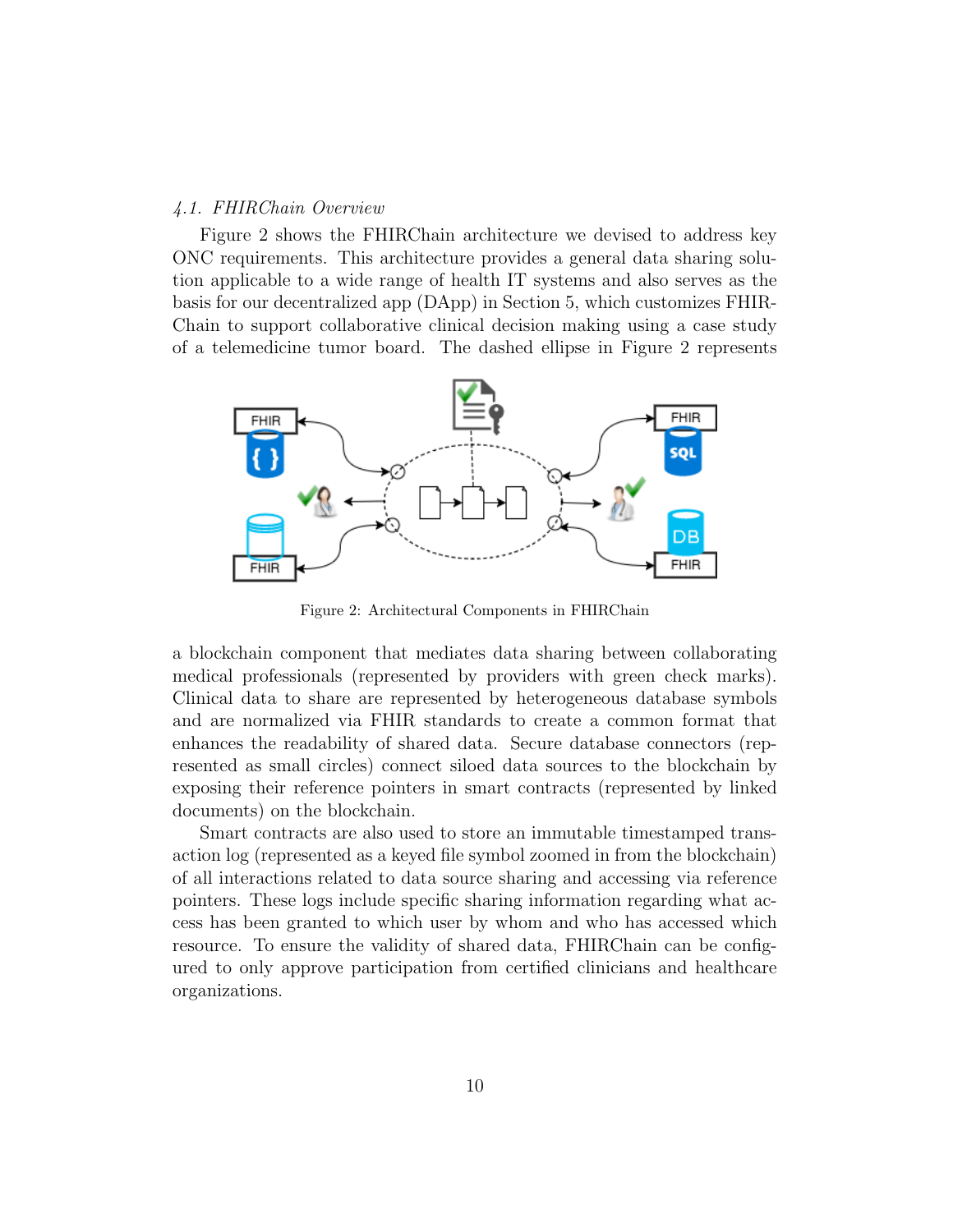### 4.1. FHIRChain Overview

Figure 2 shows the FHIRChain architecture we devised to address key ONC requirements. This architecture provides a general data sharing solution applicable to a wide range of health IT systems and also serves as the basis for our decentralized app (DApp) in Section 5, which customizes FHIRChain to support collaborative clinical decision making using a case study of a telemedicine tumor board. The dashed ellipse in Figure 2 represents a blockchain component that mediates data sharing between collaborating medical professionals (represented by providers with green check marks). Clinical data to share are represented by heterogeneous database symbols and are normalized via FHIR standards to create a common format that enhances the readability of shared data. Secure database connectors (represented as small circles) connect siloed data sources to the blockchain by exposing their reference pointers in smart contracts (represented by linked documents) on the blockchain.

Figure 2: Architectural Components in FHIRChain

Smart contracts are also used to store an immutable timestamped transaction log (represented as a keyed file symbol zoomed in from the blockchain) of all interactions related to data source sharing and accessing via reference pointers. These logs include specific sharing information regarding what access has been granted to which user by whom and who has accessed which resource. To ensure the validity of shared data, FHIRChain can be configured to only approve participation from certified clinicians and healthcare organizations.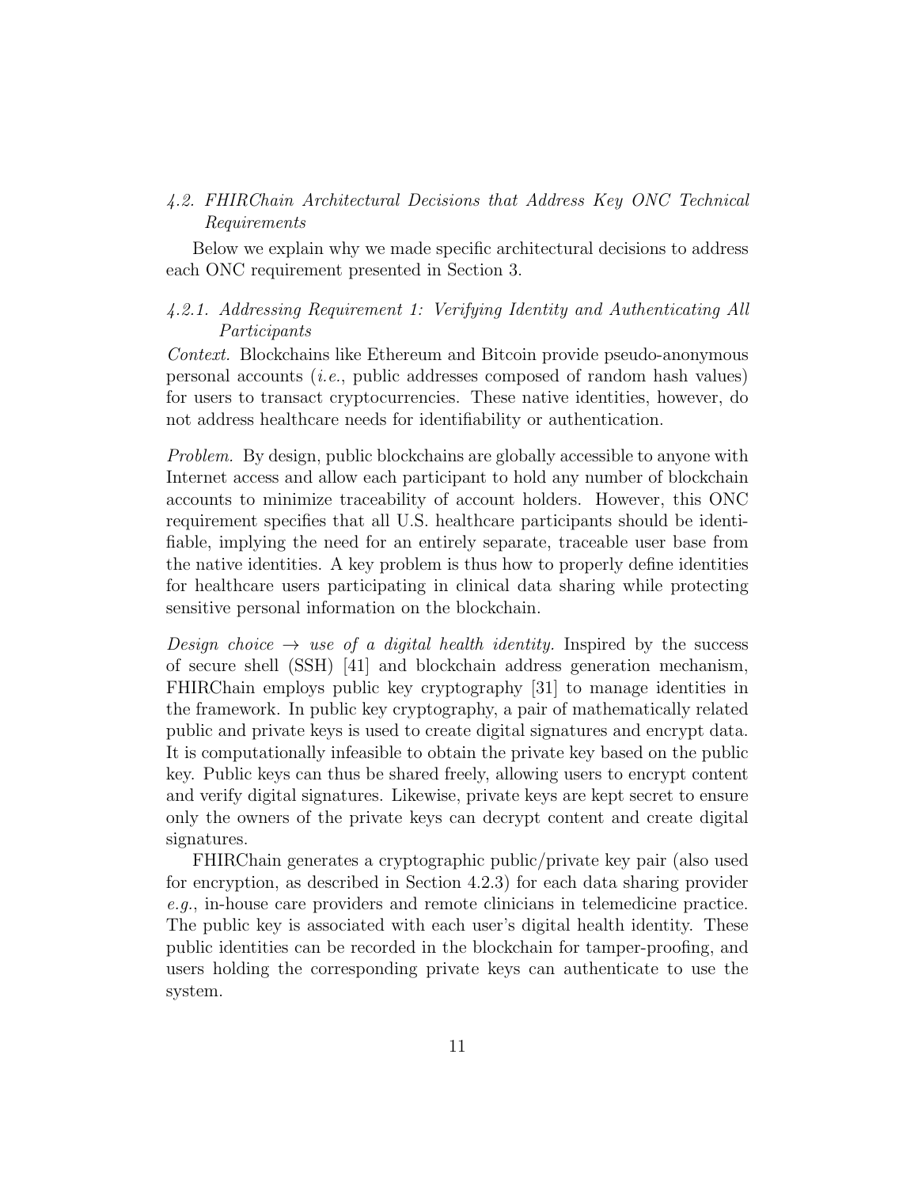### 4.2. FHIRChain Architectural Decisions that Address Key ONC Technical Requirements

Below we explain why we made specific architectural decisions to address each ONC requirement presented in Section 3.

#### 4.2.1. Addressing Requirement 1: Verifying Identity and Authenticating All Participants

*Context.* Blockchains like Ethereum and Bitcoin provide pseudo-anonymous personal accounts (*i.e.*, public addresses composed of random hash values) for users to transact cryptocurrencies. These native identities, however, do not address healthcare needs for identifiability or authentication.

*Problem.* By design, public blockchains are globally accessible to anyone with Internet access and allow each participant to hold any number of blockchain accounts to minimize traceability of account holders. However, this ONC requirement specifies that all U.S. healthcare participants should be identifiable, implying the need for an entirely separate, traceable user base from the native identities. A key problem is thus how to properly define identities for healthcare users participating in clinical data sharing while protecting sensitive personal information on the blockchain.

*Design choice → use of a digital health identity.* Inspired by the success of secure shell (SSH) [41] and blockchain address generation mechanism, FHIRChain employs public key cryptography [31] to manage identities in the framework. In public key cryptography, a pair of mathematically related public and private keys is used to create digital signatures and encrypt data. It is computationally infeasible to obtain the private key based on the public key. Public keys can thus be shared freely, allowing users to encrypt content and verify digital signatures. Likewise, private keys are kept secret to ensure only the owners of the private keys can decrypt content and create digital signatures.

FHIRChain generates a cryptographic public/private key pair (also used for encryption, as described in Section 4.2.3) for each data sharing provider *e.g.*, in-house care providers and remote clinicians in telemedicine practice. The public key is associated with each user's digital health identity. These public identities can be recorded in the blockchain for tamper-proofing, and users holding the corresponding private keys can authenticate to use the system.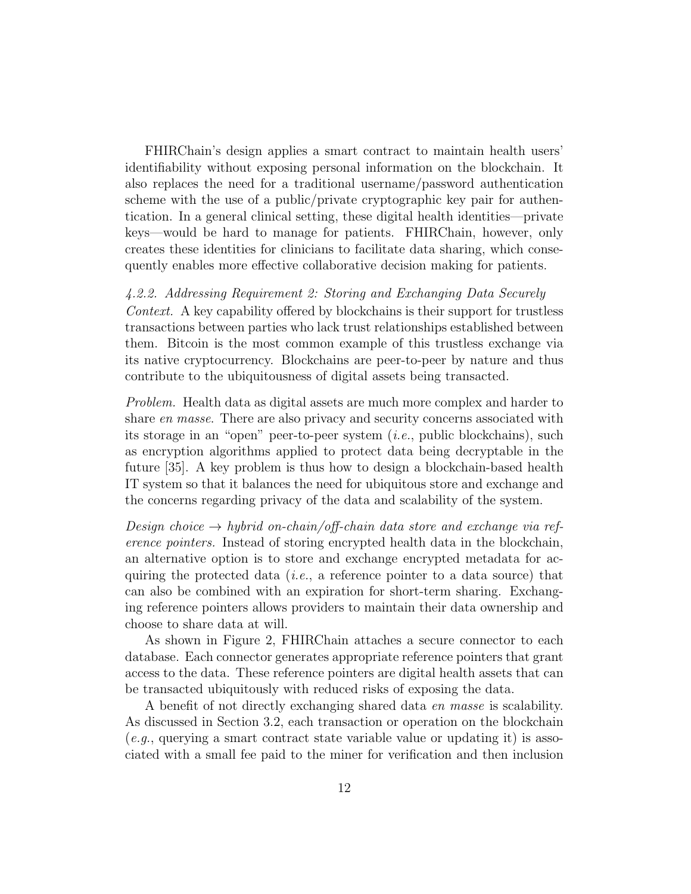FHIRChain's design applies a smart contract to maintain health users' identifiability without exposing personal information on the blockchain. It also replaces the need for a traditional username/password authentication scheme with the use of a public/private cryptographic key pair for authentication. In a general clinical setting, these digital health identities—private keys—would be hard to manage for patients. FHIRChain, however, only creates these identities for clinicians to facilitate data sharing, which consequently enables more effective collaborative decision making for patients.

#### *4.2.2. Addressing Requirement 2: Storing and Exchanging Data Securely*

*Context.* A key capability offered by blockchains is their support for trustless transactions between parties who lack trust relationships established between them. Bitcoin is the most common example of this trustless exchange via its native cryptocurrency. Blockchains are peer-to-peer by nature and thus contribute to the ubiquitousness of digital assets being transacted.

*Problem.* Health data as digital assets are much more complex and harder to share *en masse*. There are also privacy and security concerns associated with its storage in an "open" peer-to-peer system (*i.e.*, public blockchains), such as encryption algorithms applied to protect data being decryptable in the future [35]. A key problem is thus how to design a blockchain-based health IT system so that it balances the need for ubiquitous store and exchange and the concerns regarding privacy of the data and scalability of the system.

*Design choice → hybrid on-chain/off-chain data store and exchange via reference pointers.* Instead of storing encrypted health data in the blockchain, an alternative option is to store and exchange encrypted metadata for acquiring the protected data (*i.e.*, a reference pointer to a data source) that can also be combined with an expiration for short-term sharing. Exchanging reference pointers allows providers to maintain their data ownership and choose to share data at will.

As shown in Figure 2, FHIRChain attaches a secure connector to each database. Each connector generates appropriate reference pointers that grant access to the data. These reference pointers are digital health assets that can be transacted ubiquitously with reduced risks of exposing the data.

A benefit of not directly exchanging shared data *en masse* is scalability. As discussed in Section 3.2, each transaction or operation on the blockchain (*e.g.*, querying a smart contract state variable value or updating it) is associated with a small fee paid to the miner for verification and then inclusion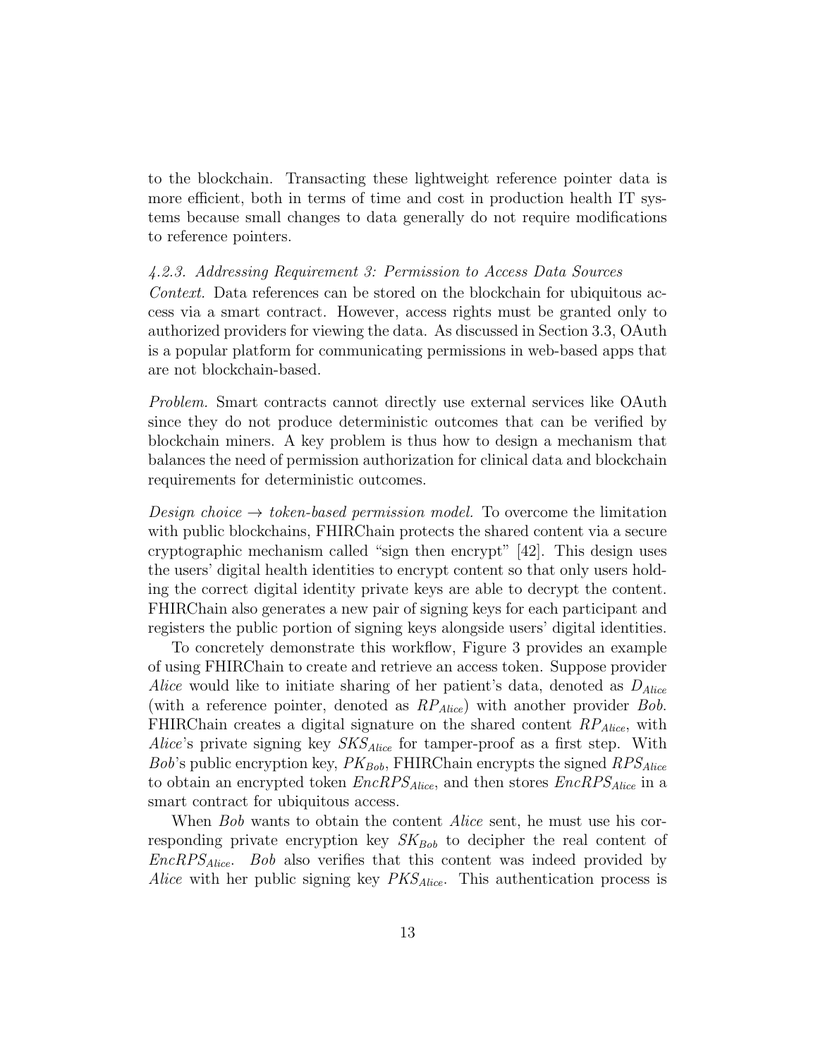to the blockchain. Transacting these lightweight reference pointer data is more efficient, both in terms of time and cost in production health IT systems because small changes to data generally do not require modifications to reference pointers.

#### *4.2.3. Addressing Requirement 3: Permission to Access Data Sources*

*Context.* Data references can be stored on the blockchain for ubiquitous access via a smart contract. However, access rights must be granted only to authorized providers for viewing the data. As discussed in Section 3.3, OAuth is a popular platform for communicating permissions in web-based apps that are not blockchain-based.

*Problem.* Smart contracts cannot directly use external services like OAuth since they do not produce deterministic outcomes that can be verified by blockchain miners. A key problem is thus how to design a mechanism that balances the need of permission authorization for clinical data and blockchain requirements for deterministic outcomes.

*Design choice → token-based permission model.* To overcome the limitation with public blockchains, FHIRChain protects the shared content via a secure cryptographic mechanism called "sign then encrypt" [42]. This design uses the users' digital health identities to encrypt content so that only users holding the correct digital identity private keys are able to decrypt the content. FHIRChain also generates a new pair of signing keys for each participant and registers the public portion of signing keys alongside users' digital identities.

To concretely demonstrate this workflow, Figure 3 provides an example of using FHIRChain to create and retrieve an access token. Suppose provider *Alice* would like to initiate sharing of her patient's data, denoted as $D_{Alice}$ (with a reference pointer, denoted as $RP_{Alice}$) with another provider *Bob*. FHIRChain creates a digital signature on the shared content $RP_{Alice}$, with *Alice*'s private signing key $SKS_{Alice}$ for tamper-proof as a first step. With *Bob*'s public encryption key, $PK_{Bob}$, FHIRChain encrypts the signed $RPS_{Alice}$ to obtain an encrypted token $EncRPS_{Alice}$, and then stores $EncRPS_{Alice}$ in a smart contract for ubiquitous access.

When *Bob* wants to obtain the content *Alice* sent, he must use his corresponding private encryption key $SK_{Bob}$ to decipher the real content of $EncRPS_{Alice}$. *Bob* also verifies that this content was indeed provided by *Alice* with her public signing key $PKS_{Alice}$. This authentication process is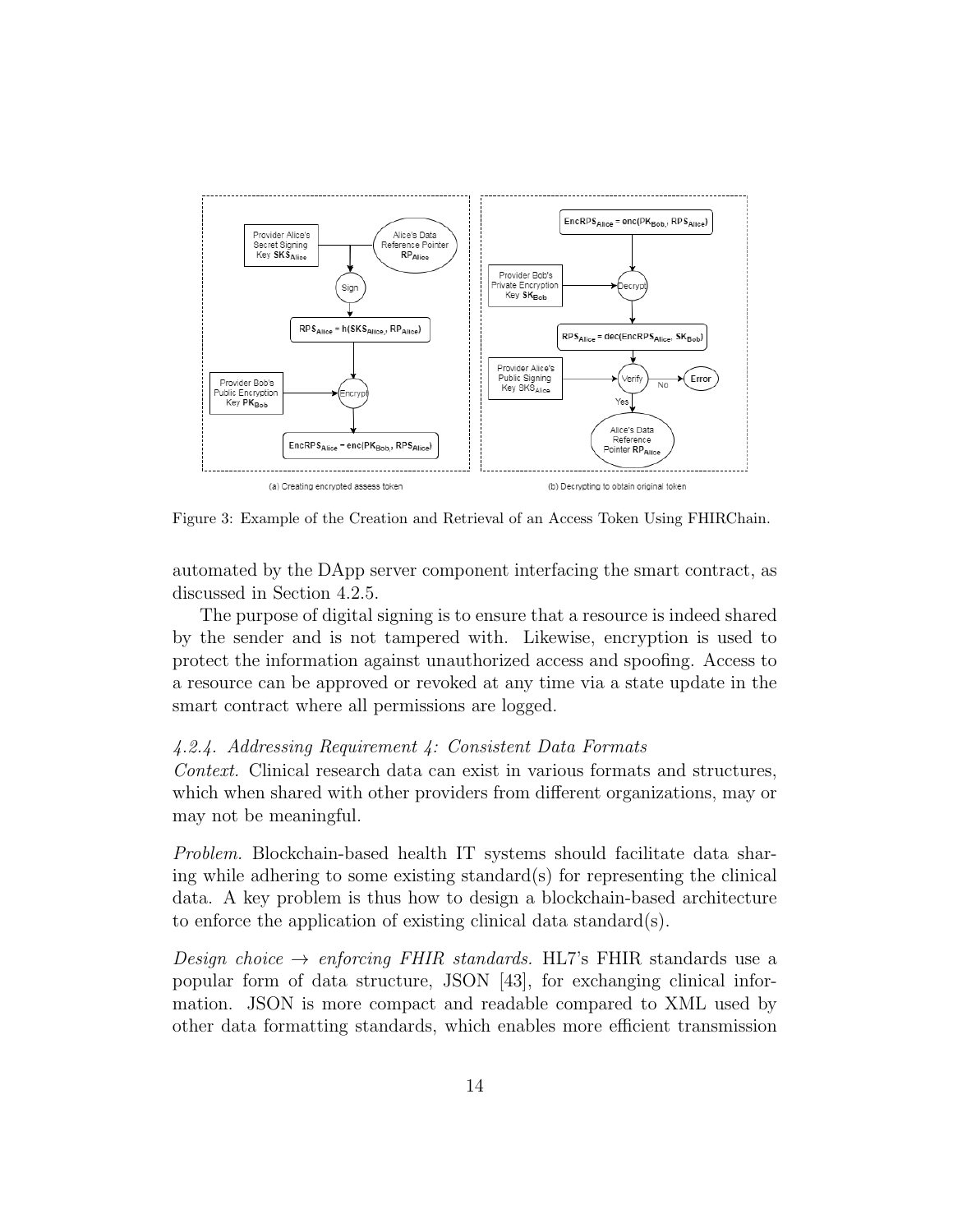Figure 3: Example of the Creation and Retrieval of an Access Token Using FHIRChain.

automated by the DApp server component interfacing the smart contract, as discussed in Section 4.2.5.

The purpose of digital signing is to ensure that a resource is indeed shared by the sender and is not tampered with. Likewise, encryption is used to protect the information against unauthorized access and spoofing. Access to a resource can be approved or revoked at any time via a state update in the smart contract where all permissions are logged.

#### *4.2.4. Addressing Requirement 4: Consistent Data Formats*

*Context.* Clinical research data can exist in various formats and structures, which when shared with other providers from different organizations, may or may not be meaningful.

*Problem.* Blockchain-based health IT systems should facilitate data sharing while adhering to some existing standard(s) for representing the clinical data. A key problem is thus how to design a blockchain-based architecture to enforce the application of existing clinical data standard(s).

*Design choice → enforcing FHIR standards.* HL7's FHIR standards use a popular form of data structure, JSON [43], for exchanging clinical information. JSON is more compact and readable compared to XML used by other data formatting standards, which enables more efficient transmission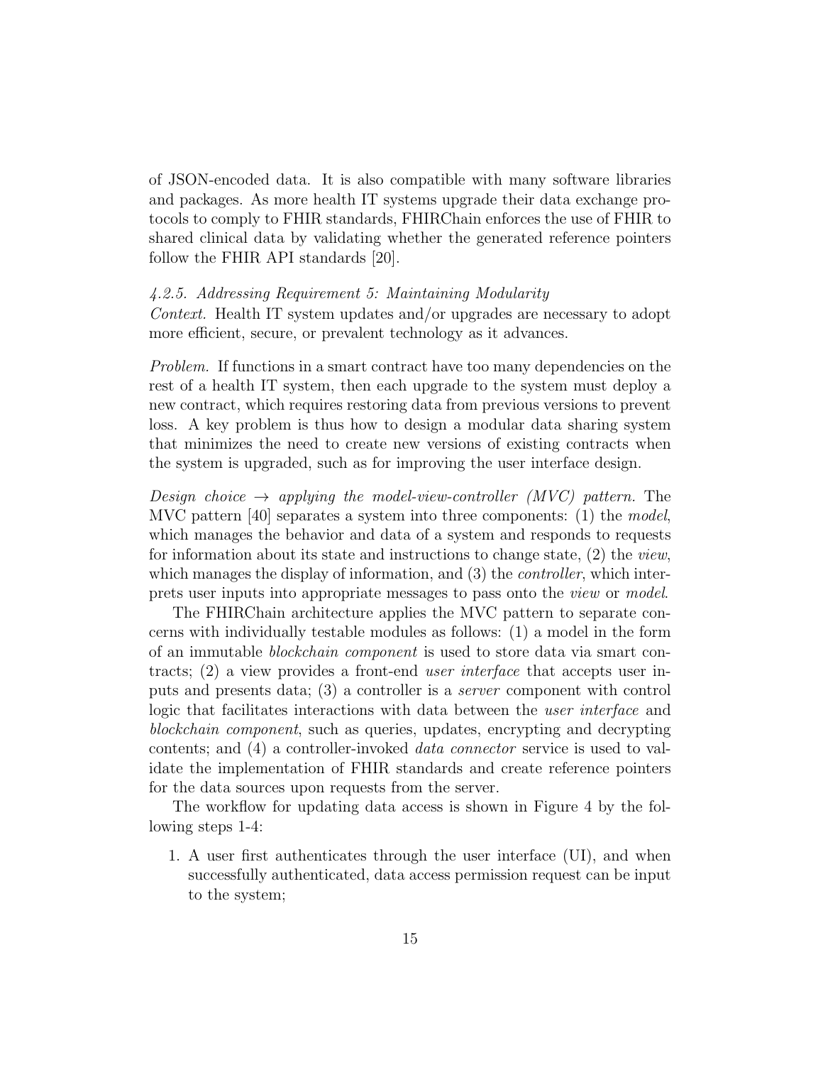of JSON-encoded data. It is also compatible with many software libraries and packages. As more health IT systems upgrade their data exchange protocols to comply to FHIR standards, FHIRChain enforces the use of FHIR to shared clinical data by validating whether the generated reference pointers follow the FHIR API standards [20].

#### *4.2.5. Addressing Requirement 5: Maintaining Modularity*

*Context.* Health IT system updates and/or upgrades are necessary to adopt more efficient, secure, or prevalent technology as it advances.

*Problem.* If functions in a smart contract have too many dependencies on the rest of a health IT system, then each upgrade to the system must deploy a new contract, which requires restoring data from previous versions to prevent loss. A key problem is thus how to design a modular data sharing system that minimizes the need to create new versions of existing contracts when the system is upgraded, such as for improving the user interface design.

*Design choice → applying the model-view-controller (MVC) pattern.* The MVC pattern [40] separates a system into three components: (1) the *model*, which manages the behavior and data of a system and responds to requests for information about its state and instructions to change state, (2) the *view*, which manages the display of information, and (3) the *controller*, which interprets user inputs into appropriate messages to pass onto the *view* or *model*.

The FHIRChain architecture applies the MVC pattern to separate concerns with individually testable modules as follows: (1) a model in the form of an immutable *blockchain component* is used to store data via smart contracts; (2) a view provides a front-end *user interface* that accepts user inputs and presents data; (3) a controller is a *server* component with control logic that facilitates interactions with data between the *user interface* and *blockchain component*, such as queries, updates, encrypting and decrypting contents; and (4) a controller-invoked *data connector* service is used to validate the implementation of FHIR standards and create reference pointers for the data sources upon requests from the server.

The workflow for updating data access is shown in Figure 4 by the following steps 1-4:

1. A user first authenticates through the user interface (UI), and when successfully authenticated, data access permission request can be input to the system;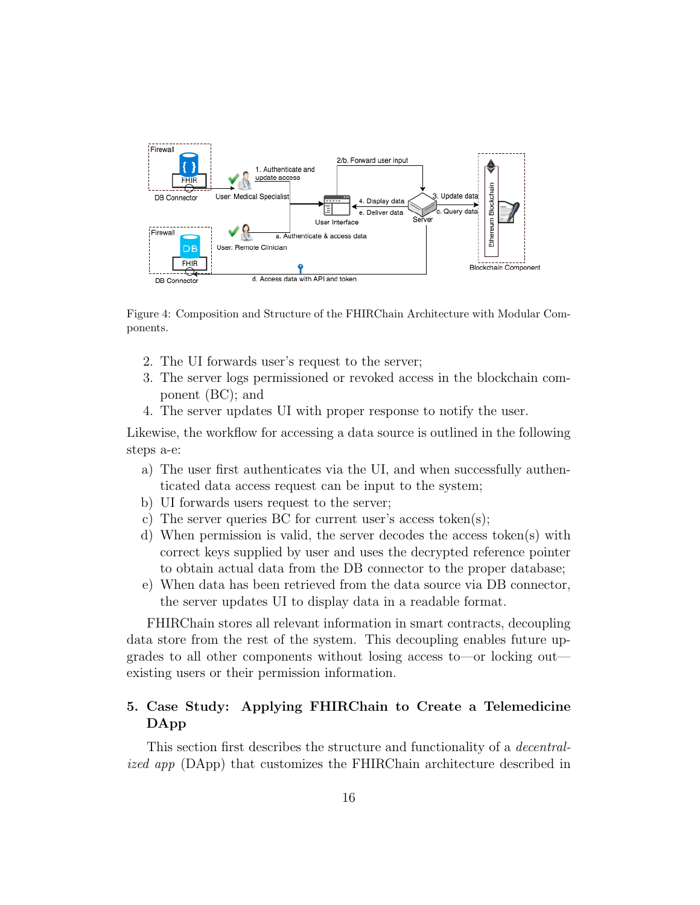Figure 4: Composition and Structure of the FHIRChain Architecture with Modular Components.

2. The UI forwards user's request to the server;
3. The server logs permissioned or revoked access in the blockchain component (BC); and
4. The server updates UI with proper response to notify the user.

Likewise, the workflow for accessing a data source is outlined in the following steps a-e:

a) The user first authenticates via the UI, and when successfully authenticated data access request can be input to the system;
b) UI forwards users request to the server;
c) The server queries BC for current user's access token(s);
d) When permission is valid, the server decodes the access token(s) with correct keys supplied by user and uses the decrypted reference pointer to obtain actual data from the DB connector to the proper database;
e) When data has been retrieved from the data source via DB connector, the server updates UI to display data in a readable format.

FHIRChain stores all relevant information in smart contracts, decoupling data store from the rest of the system. This decoupling enables future upgrades to all other components without losing access to—or locking out—existing users or their permission information.

## 5. Case Study: Applying FHIRChain to Create a Telemedicine DApp

This section first describes the structure and functionality of a *decentralized app* (DApp) that customizes the FHIRChain architecture described in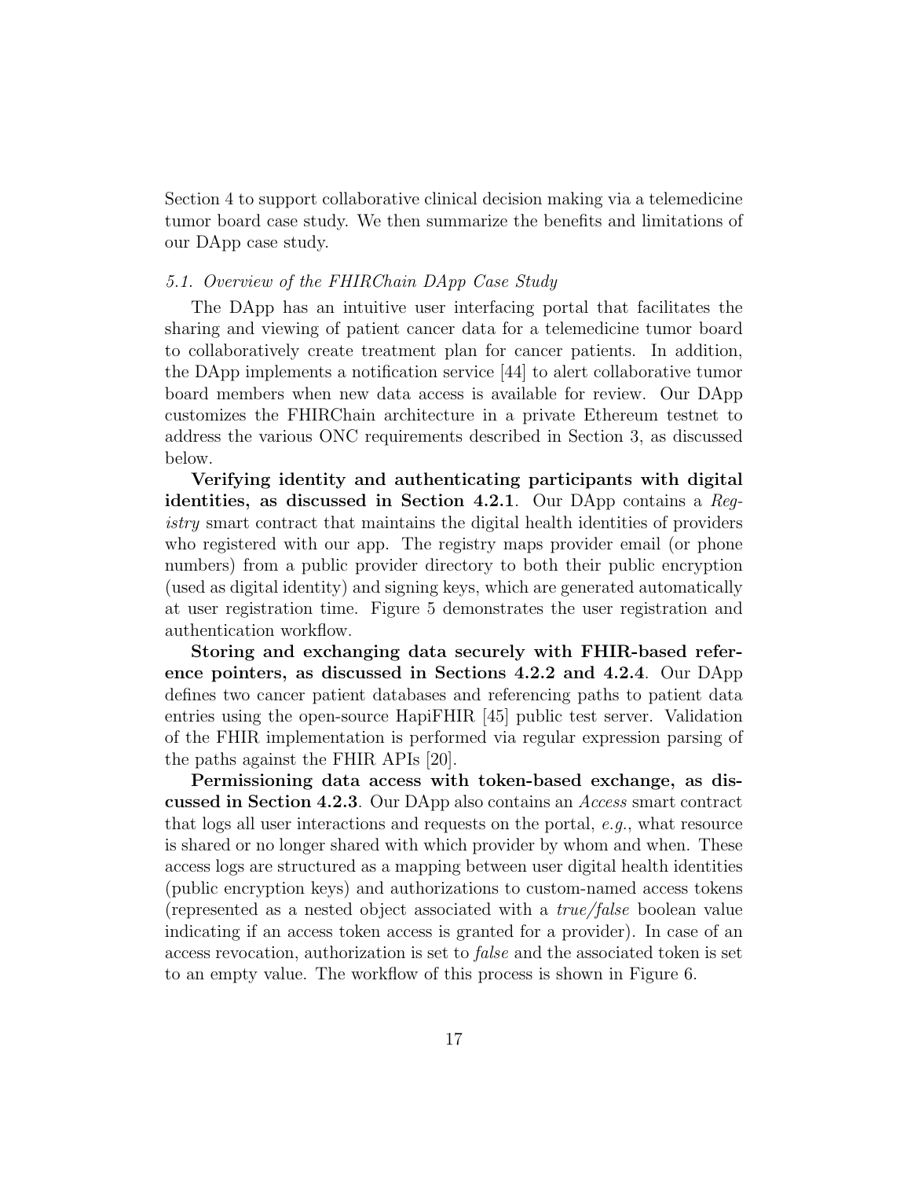Section 4 to support collaborative clinical decision making via a telemedicine tumor board case study. We then summarize the benefits and limitations of our DApp case study.

### *5.1. Overview of the FHIRChain DApp Case Study*

The DApp has an intuitive user interfacing portal that facilitates the sharing and viewing of patient cancer data for a telemedicine tumor board to collaboratively create treatment plan for cancer patients. In addition, the DApp implements a notification service [44] to alert collaborative tumor board members when new data access is available for review. Our DApp customizes the FHIRChain architecture in a private Ethereum testnet to address the various ONC requirements described in Section 3, as discussed below.

**Verifying identity and authenticating participants with digital identities, as discussed in Section 4.2.1**. Our DApp contains a *Registry* smart contract that maintains the digital health identities of providers who registered with our app. The registry maps provider email (or phone numbers) from a public provider directory to both their public encryption (used as digital identity) and signing keys, which are generated automatically at user registration time. Figure 5 demonstrates the user registration and authentication workflow.

**Storing and exchanging data securely with FHIR-based reference pointers, as discussed in Sections 4.2.2 and 4.2.4**. Our DApp defines two cancer patient databases and referencing paths to patient data entries using the open-source HapiFHIR [45] public test server. Validation of the FHIR implementation is performed via regular expression parsing of the paths against the FHIR APIs [20].

**Permissioning data access with token-based exchange, as discussed in Section 4.2.3**. Our DApp also contains an *Access* smart contract that logs all user interactions and requests on the portal, *e.g.*, what resource is shared or no longer shared with which provider by whom and when. These access logs are structured as a mapping between user digital health identities (public encryption keys) and authorizations to custom-named access tokens (represented as a nested object associated with a *true/false* boolean value indicating if an access token access is granted for a provider). In case of an access revocation, authorization is set to *false* and the associated token is set to an empty value. The workflow of this process is shown in Figure 6.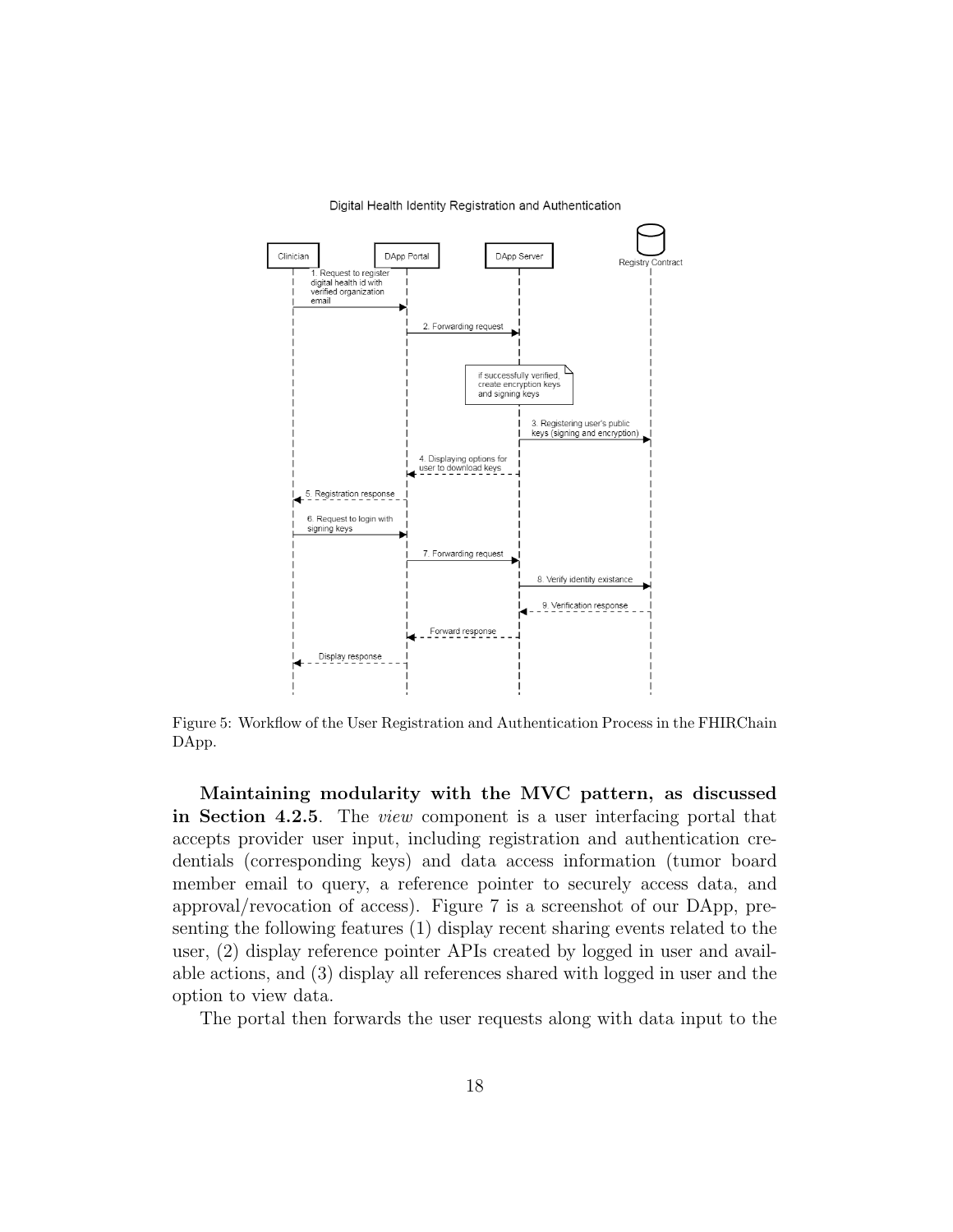Figure 5: Workflow of the User Registration and Authentication Process in the FHIRChain DApp.

**Maintaining modularity with the MVC pattern, as discussed in Section 4.2.5**. The *view* component is a user interfacing portal that accepts provider user input, including registration and authentication credentials (corresponding keys) and data access information (tumor board member email to query, a reference pointer to securely access data, and approval/revocation of access). Figure 7 is a screenshot of our DApp, presenting the following features (1) display recent sharing events related to the user, (2) display reference pointer APIs created by logged in user and available actions, and (3) display all references shared with logged in user and the option to view data.

The portal then forwards the user requests along with data input to the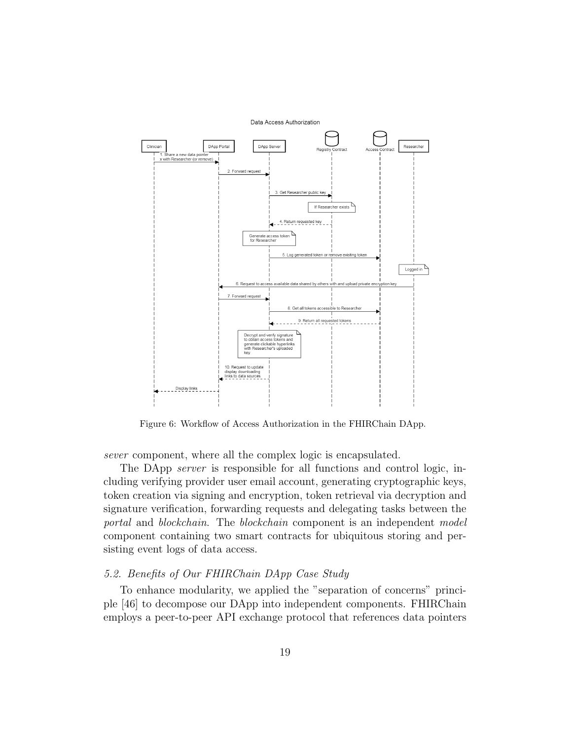Figure 6: Workflow of Access Authorization in the FHIRChain DApp.

*sever* component, where all the complex logic is encapsulated.

The DApp *server* is responsible for all functions and control logic, including verifying provider user email account, generating cryptographic keys, token creation via signing and encryption, token retrieval via decryption and signature verification, forwarding requests and delegating tasks between the *portal* and *blockchain*. The *blockchain* component is an independent *model* component containing two smart contracts for ubiquitous storing and persisting event logs of data access.

### 5.2. Benefits of Our FHIRChain DApp Case Study

To enhance modularity, we applied the "separation of concerns" principle [46] to decompose our DApp into independent components. FHIRChain employs a peer-to-peer API exchange protocol that references data pointers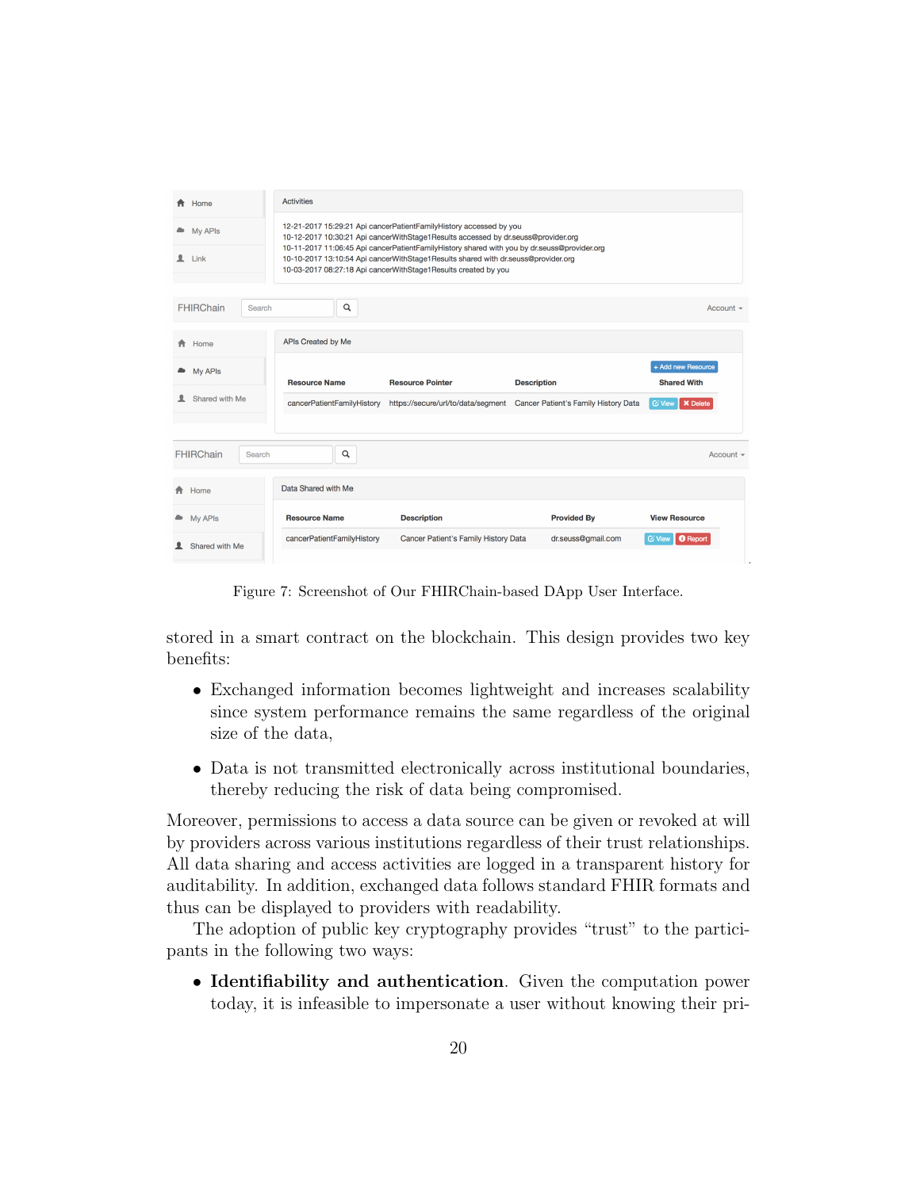Figure 7: Screenshot of Our FHIRChain-based DApp User Interface.

stored in a smart contract on the blockchain. This design provides two key benefits:

- Exchanged information becomes lightweight and increases scalability since system performance remains the same regardless of the original size of the data,
- Data is not transmitted electronically across institutional boundaries, thereby reducing the risk of data being compromised.

Moreover, permissions to access a data source can be given or revoked at will by providers across various institutions regardless of their trust relationships. All data sharing and access activities are logged in a transparent history for auditability. In addition, exchanged data follows standard FHIR formats and thus can be displayed to providers with readability.

The adoption of public key cryptography provides "trust" to the participants in the following two ways:

- **Identifiability and authentication**. Given the computation power today, it is infeasible to impersonate a user without knowing their pri-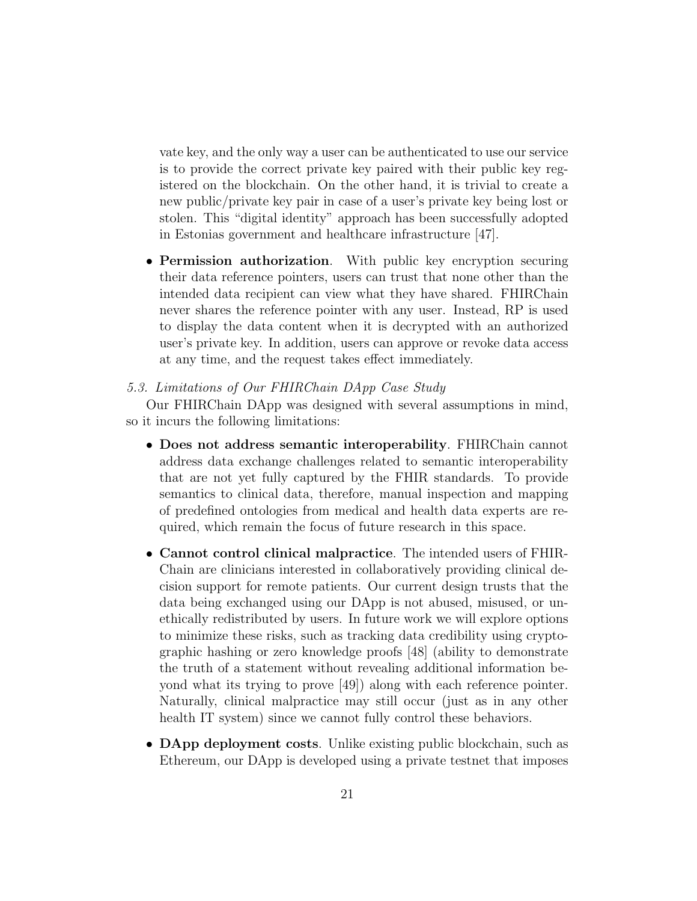vate key, and the only way a user can be authenticated to use our service is to provide the correct private key paired with their public key registered on the blockchain. On the other hand, it is trivial to create a new public/private key pair in case of a user's private key being lost or stolen. This "digital identity" approach has been successfully adopted in Estonias government and healthcare infrastructure [47].

- **Permission authorization**. With public key encryption securing their data reference pointers, users can trust that none other than the intended data recipient can view what they have shared. FHIRChain never shares the reference pointer with any user. Instead, RP is used to display the data content when it is decrypted with an authorized user's private key. In addition, users can approve or revoke data access at any time, and the request takes effect immediately.

*5.3. Limitations of Our FHIRChain DApp Case Study*

Our FHIRChain DApp was designed with several assumptions in mind, so it incurs the following limitations:

- **Does not address semantic interoperability**. FHIRChain cannot address data exchange challenges related to semantic interoperability that are not yet fully captured by the FHIR standards. To provide semantics to clinical data, therefore, manual inspection and mapping of predefined ontologies from medical and health data experts are required, which remain the focus of future research in this space.

- **Cannot control clinical malpractice**. The intended users of FHIRChain are clinicians interested in collaboratively providing clinical decision support for remote patients. Our current design trusts that the data being exchanged using our DApp is not abused, misused, or unethically redistributed by users. In future work we will explore options to minimize these risks, such as tracking data credibility using cryptographic hashing or zero knowledge proofs [48] (ability to demonstrate the truth of a statement without revealing additional information beyond what its trying to prove [49]) along with each reference pointer. Naturally, clinical malpractice may still occur (just as in any other health IT system) since we cannot fully control these behaviors.

- **DApp deployment costs**. Unlike existing public blockchain, such as Ethereum, our DApp is developed using a private testnet that imposes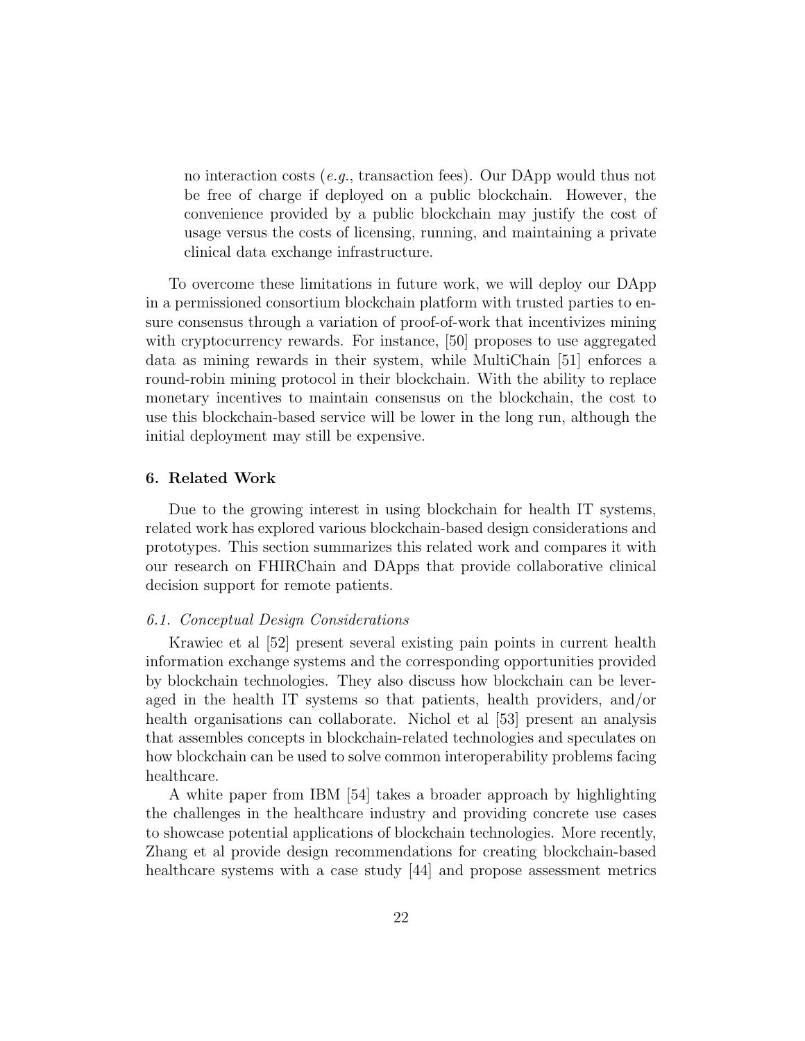no interaction costs (*e.g.*, transaction fees). Our DApp would thus not be free of charge if deployed on a public blockchain. However, the convenience provided by a public blockchain may justify the cost of usage versus the costs of licensing, running, and maintaining a private clinical data exchange infrastructure.

To overcome these limitations in future work, we will deploy our DApp in a permissioned consortium blockchain platform with trusted parties to ensure consensus through a variation of proof-of-work that incentivizes mining with cryptocurrency rewards. For instance, [50] proposes to use aggregated data as mining rewards in their system, while MultiChain [51] enforces a round-robin mining protocol in their blockchain. With the ability to replace monetary incentives to maintain consensus on the blockchain, the cost to use this blockchain-based service will be lower in the long run, although the initial deployment may still be expensive.

## 6. Related Work

Due to the growing interest in using blockchain for health IT systems, related work has explored various blockchain-based design considerations and prototypes. This section summarizes this related work and compares it with our research on FHIRChain and DApps that provide collaborative clinical decision support for remote patients.

### *6.1. Conceptual Design Considerations*

Krawiec et al [52] present several existing pain points in current health information exchange systems and the corresponding opportunities provided by blockchain technologies. They also discuss how blockchain can be leveraged in the health IT systems so that patients, health providers, and/or health organisations can collaborate. Nichol et al [53] present an analysis that assembles concepts in blockchain-related technologies and speculates on how blockchain can be used to solve common interoperability problems facing healthcare.

A white paper from IBM [54] takes a broader approach by highlighting the challenges in the healthcare industry and providing concrete use cases to showcase potential applications of blockchain technologies. More recently, Zhang et al provide design recommendations for creating blockchain-based healthcare systems with a case study [44] and propose assessment metrics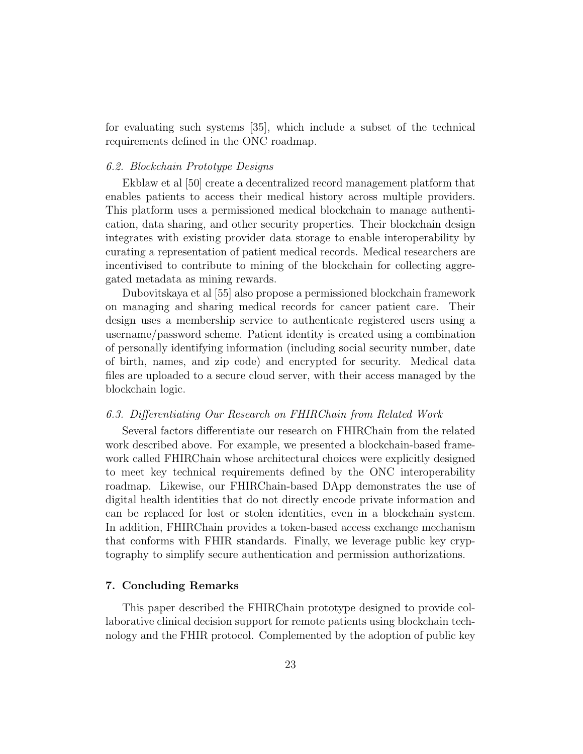for evaluating such systems [35], which include a subset of the technical requirements defined in the ONC roadmap.

### *6.2. Blockchain Prototype Designs*

Ekblaw et al [50] create a decentralized record management platform that enables patients to access their medical history across multiple providers. This platform uses a permissioned medical blockchain to manage authentication, data sharing, and other security properties. Their blockchain design integrates with existing provider data storage to enable interoperability by curating a representation of patient medical records. Medical researchers are incentivised to contribute to mining of the blockchain for collecting aggregated metadata as mining rewards.

Dubovitskaya et al [55] also propose a permissioned blockchain framework on managing and sharing medical records for cancer patient care. Their design uses a membership service to authenticate registered users using a username/password scheme. Patient identity is created using a combination of personally identifying information (including social security number, date of birth, names, and zip code) and encrypted for security. Medical data files are uploaded to a secure cloud server, with their access managed by the blockchain logic.

### *6.3. Differentiating Our Research on FHIRChain from Related Work*

Several factors differentiate our research on FHIRChain from the related work described above. For example, we presented a blockchain-based framework called FHIRChain whose architectural choices were explicitly designed to meet key technical requirements defined by the ONC interoperability roadmap. Likewise, our FHIRChain-based DApp demonstrates the use of digital health identities that do not directly encode private information and can be replaced for lost or stolen identities, even in a blockchain system. In addition, FHIRChain provides a token-based access exchange mechanism that conforms with FHIR standards. Finally, we leverage public key cryptography to simplify secure authentication and permission authorizations.

## 7. Concluding Remarks

This paper described the FHIRChain prototype designed to provide collaborative clinical decision support for remote patients using blockchain technology and the FHIR protocol. Complemented by the adoption of public key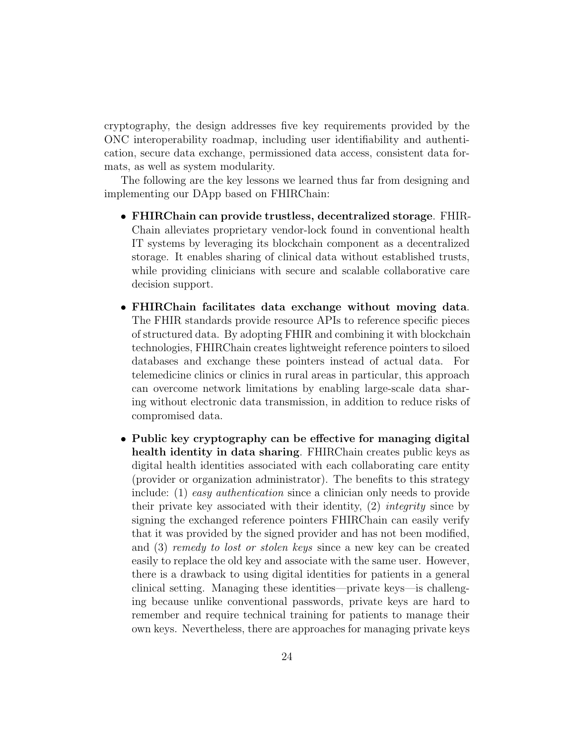cryptography, the design addresses five key requirements provided by the ONC interoperability roadmap, including user identifiability and authentication, secure data exchange, permissioned data access, consistent data formats, as well as system modularity.

The following are the key lessons we learned thus far from designing and implementing our DApp based on FHIRChain:

- **FHIRChain can provide trustless, decentralized storage**. FHIRChain alleviates proprietary vendor-lock found in conventional health IT systems by leveraging its blockchain component as a decentralized storage. It enables sharing of clinical data without established trusts, while providing clinicians with secure and scalable collaborative care decision support.

- **FHIRChain facilitates data exchange without moving data**. The FHIR standards provide resource APIs to reference specific pieces of structured data. By adopting FHIR and combining it with blockchain technologies, FHIRChain creates lightweight reference pointers to siloed databases and exchange these pointers instead of actual data. For telemedicine clinics or clinics in rural areas in particular, this approach can overcome network limitations by enabling large-scale data sharing without electronic data transmission, in addition to reduce risks of compromised data.

- **Public key cryptography can be effective for managing digital health identity in data sharing**. FHIRChain creates public keys as digital health identities associated with each collaborating care entity (provider or organization administrator). The benefits to this strategy include: (1) *easy authentication* since a clinician only needs to provide their private key associated with their identity, (2) *integrity* since by signing the exchanged reference pointers FHIRChain can easily verify that it was provided by the signed provider and has not been modified, and (3) *remedy to lost or stolen keys* since a new key can be created easily to replace the old key and associate with the same user. However, there is a drawback to using digital identities for patients in a general clinical setting. Managing these identities—private keys—is challenging because unlike conventional passwords, private keys are hard to remember and require technical training for patients to manage their own keys. Nevertheless, there are approaches for managing private keys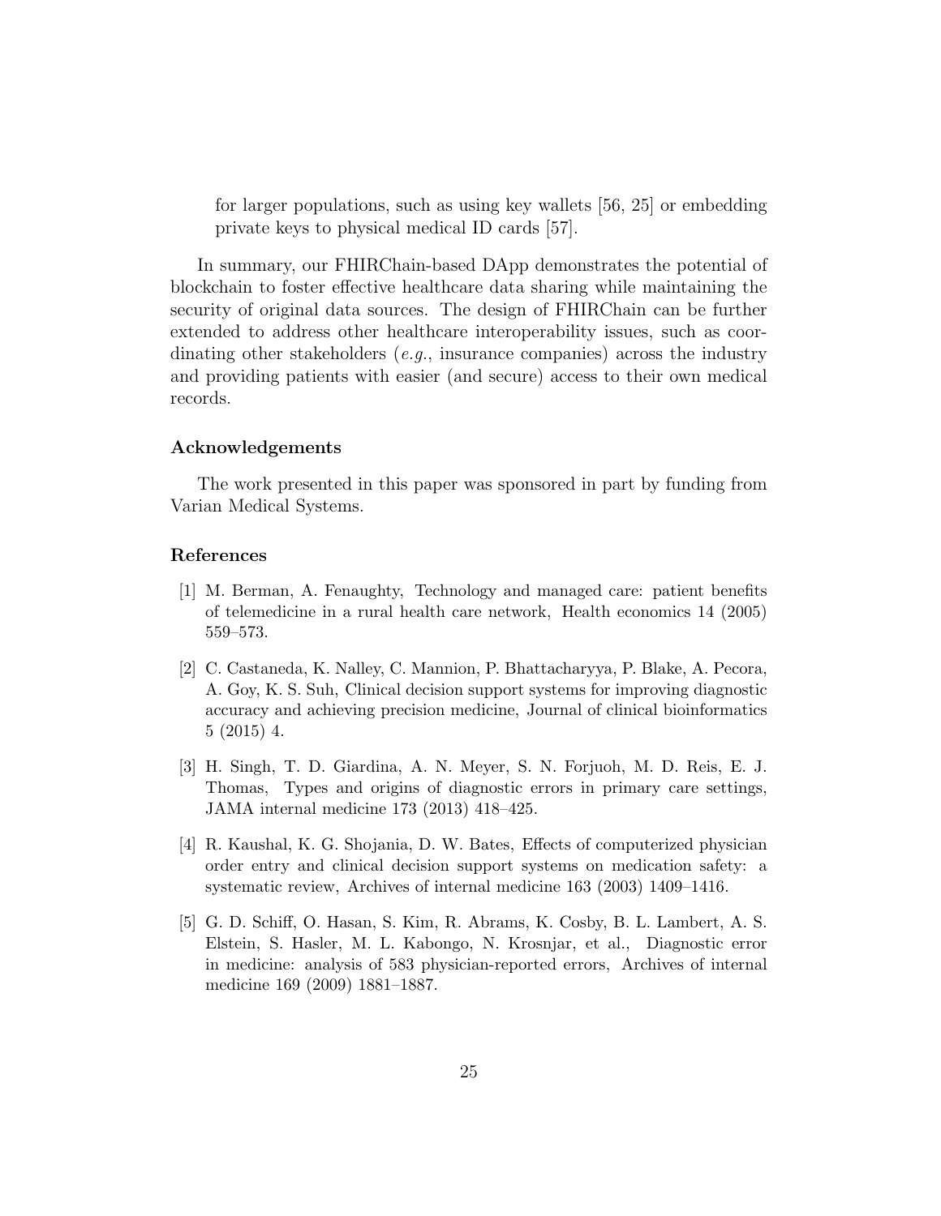for larger populations, such as using key wallets [56, 25] or embedding private keys to physical medical ID cards [57].

In summary, our FHIRChain-based DApp demonstrates the potential of blockchain to foster effective healthcare data sharing while maintaining the security of original data sources. The design of FHIRChain can be further extended to address other healthcare interoperability issues, such as coordinating other stakeholders (*e.g.*, insurance companies) across the industry and providing patients with easier (and secure) access to their own medical records.

### Acknowledgements

The work presented in this paper was sponsored in part by funding from Varian Medical Systems.

### References

[1] M. Berman, A. Fenaughty, Technology and managed care: patient benefits of telemedicine in a rural health care network, Health economics 14 (2005) 559–573.

[2] C. Castaneda, K. Nalley, C. Mannion, P. Bhattacharyya, P. Blake, A. Pecora, A. Goy, K. S. Suh, Clinical decision support systems for improving diagnostic accuracy and achieving precision medicine, Journal of clinical bioinformatics 5 (2015) 4.

[3] H. Singh, T. D. Giardina, A. N. Meyer, S. N. Forjuoh, M. D. Reis, E. J. Thomas, Types and origins of diagnostic errors in primary care settings, JAMA internal medicine 173 (2013) 418–425.

[4] R. Kaushal, K. G. Shojania, D. W. Bates, Effects of computerized physician order entry and clinical decision support systems on medication safety: a systematic review, Archives of internal medicine 163 (2003) 1409–1416.

[5] G. D. Schiff, O. Hasan, S. Kim, R. Abrams, K. Cosby, B. L. Lambert, A. S. Elstein, S. Hasler, M. L. Kabongo, N. Krosnjar, et al., Diagnostic error in medicine: analysis of 583 physician-reported errors, Archives of internal medicine 169 (2009) 1881–1887.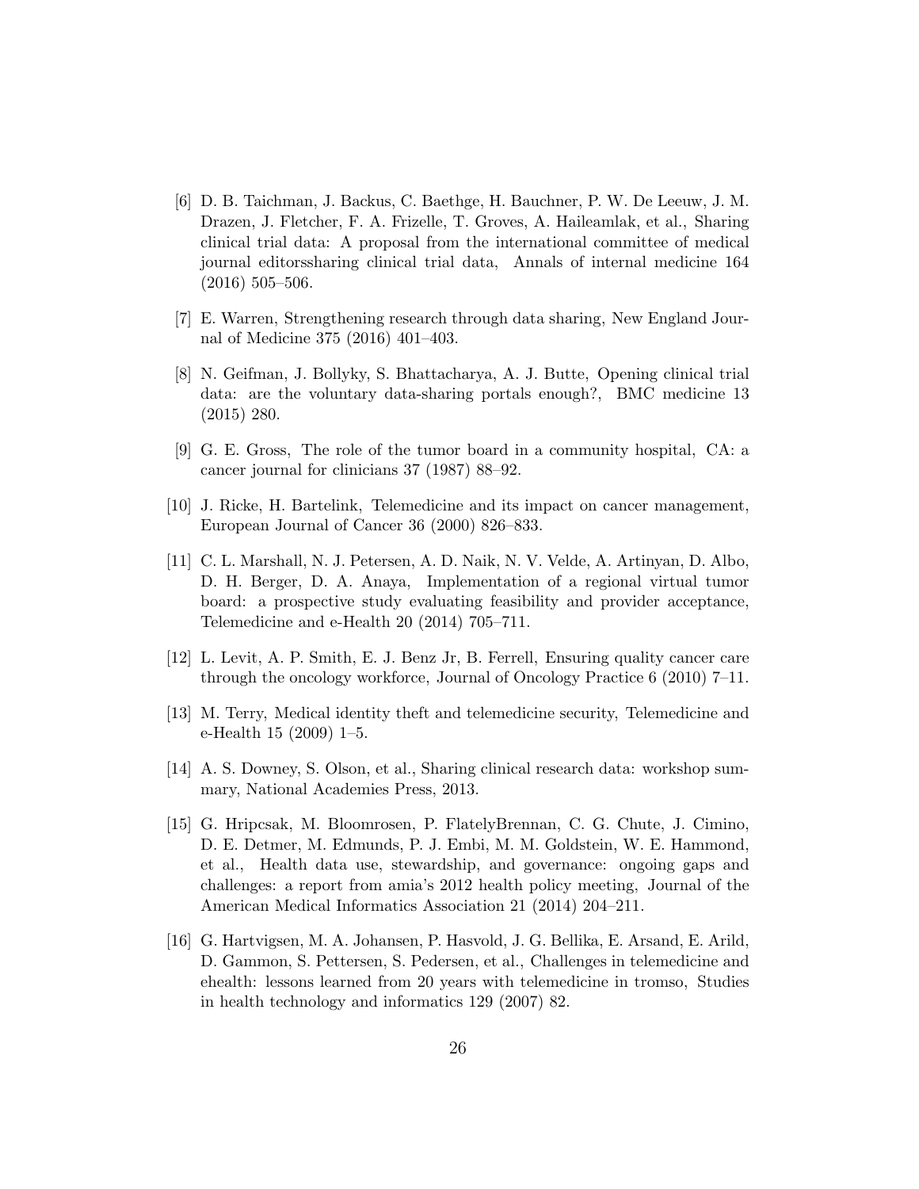[6] D. B. Taichman, J. Backus, C. Baethge, H. Bauchner, P. W. De Leeuw, J. M. Drazen, J. Fletcher, F. A. Frizelle, T. Groves, A. Haileamlak, et al., Sharing clinical trial data: A proposal from the international committee of medical journal editorssharing clinical trial data, Annals of internal medicine 164 (2016) 505–506.

[7] E. Warren, Strengthening research through data sharing, New England Journal of Medicine 375 (2016) 401–403.

[8] N. Geifman, J. Bollyky, S. Bhattacharya, A. J. Butte, Opening clinical trial data: are the voluntary data-sharing portals enough?, BMC medicine 13 (2015) 280.

[9] G. E. Gross, The role of the tumor board in a community hospital, CA: a cancer journal for clinicians 37 (1987) 88–92.

[10] J. Ricke, H. Bartelink, Telemedicine and its impact on cancer management, European Journal of Cancer 36 (2000) 826–833.

[11] C. L. Marshall, N. J. Petersen, A. D. Naik, N. V. Velde, A. Artinyan, D. Albo, D. H. Berger, D. A. Anaya, Implementation of a regional virtual tumor board: a prospective study evaluating feasibility and provider acceptance, Telemedicine and e-Health 20 (2014) 705–711.

[12] L. Levit, A. P. Smith, E. J. Benz Jr, B. Ferrell, Ensuring quality cancer care through the oncology workforce, Journal of Oncology Practice 6 (2010) 7–11.

[13] M. Terry, Medical identity theft and telemedicine security, Telemedicine and e-Health 15 (2009) 1–5.

[14] A. S. Downey, S. Olson, et al., Sharing clinical research data: workshop summary, National Academies Press, 2013.

[15] G. Hripcsak, M. Bloomrosen, P. FlatelyBrennan, C. G. Chute, J. Cimino, D. E. Detmer, M. Edmunds, P. J. Embi, M. M. Goldstein, W. E. Hammond, et al., Health data use, stewardship, and governance: ongoing gaps and challenges: a report from amia's 2012 health policy meeting, Journal of the American Medical Informatics Association 21 (2014) 204–211.

[16] G. Hartvigsen, M. A. Johansen, P. Hasvold, J. G. Bellika, E. Arsand, E. Arild, D. Gammon, S. Pettersen, S. Pedersen, et al., Challenges in telemedicine and ehealth: lessons learned from 20 years with telemedicine in tromso, Studies in health technology and informatics 129 (2007) 82.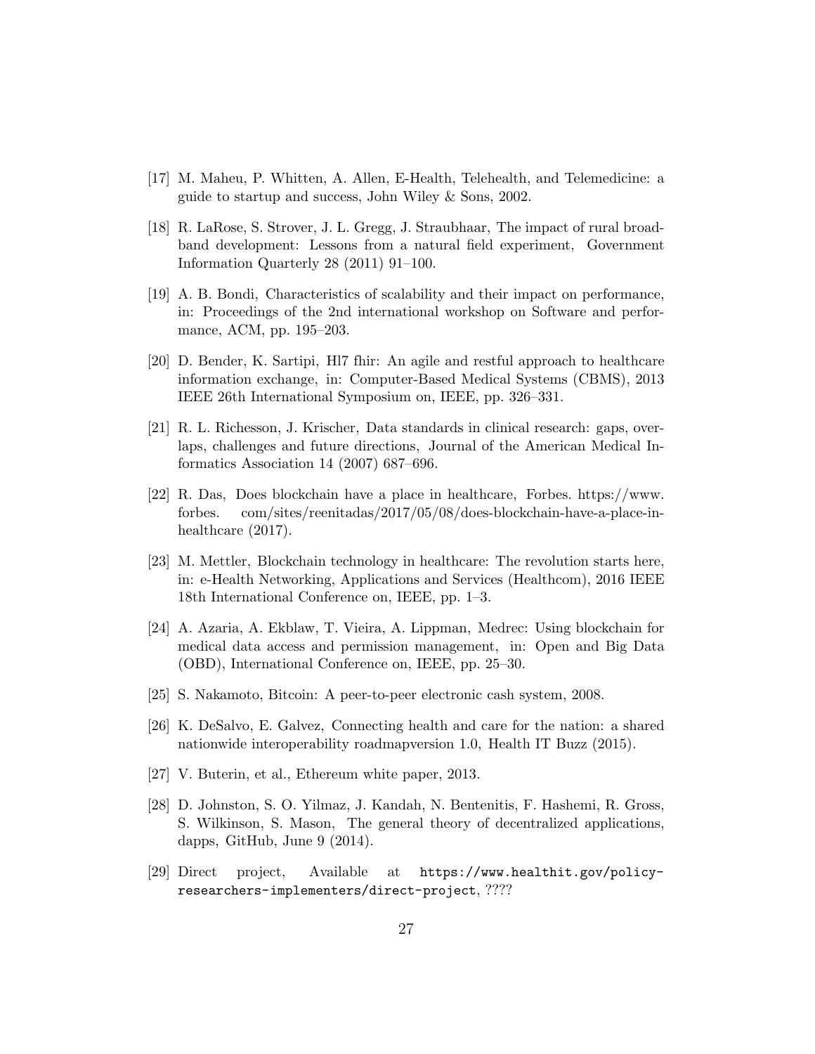[17] M. Maheu, P. Whitten, A. Allen, E-Health, Telehealth, and Telemedicine: a guide to startup and success, John Wiley & Sons, 2002.

[18] R. LaRose, S. Strover, J. L. Gregg, J. Straubhaar, The impact of rural broadband development: Lessons from a natural field experiment, Government Information Quarterly 28 (2011) 91–100.

[19] A. B. Bondi, Characteristics of scalability and their impact on performance, in: Proceedings of the 2nd international workshop on Software and performance, ACM, pp. 195–203.

[20] D. Bender, K. Sartipi, Hl7 fhir: An agile and restful approach to healthcare information exchange, in: Computer-Based Medical Systems (CBMS), 2013 IEEE 26th International Symposium on, IEEE, pp. 326–331.

[21] R. L. Richesson, J. Krischer, Data standards in clinical research: gaps, overlaps, challenges and future directions, Journal of the American Medical Informatics Association 14 (2007) 687–696.

[22] R. Das, Does blockchain have a place in healthcare, Forbes. https://www.forbes. com/sites/reenitadas/2017/05/08/does-blockchain-have-a-place-in-healthcare (2017).

[23] M. Mettler, Blockchain technology in healthcare: The revolution starts here, in: e-Health Networking, Applications and Services (Healthcom), 2016 IEEE 18th International Conference on, IEEE, pp. 1–3.

[24] A. Azaria, A. Ekblaw, T. Vieira, A. Lippman, Medrec: Using blockchain for medical data access and permission management, in: Open and Big Data (OBD), International Conference on, IEEE, pp. 25–30.

[25] S. Nakamoto, Bitcoin: A peer-to-peer electronic cash system, 2008.

[26] K. DeSalvo, E. Galvez, Connecting health and care for the nation: a shared nationwide interoperability roadmapversion 1.0, Health IT Buzz (2015).

[27] V. Buterin, et al., Ethereum white paper, 2013.

[28] D. Johnston, S. O. Yilmaz, J. Kandah, N. Bentenitis, F. Hashemi, R. Gross, S. Wilkinson, S. Mason, The general theory of decentralized applications, dapps, GitHub, June 9 (2014).

[29] Direct project, Available at `https://www.healthit.gov/policy-researchers-implementers/direct-project`, ????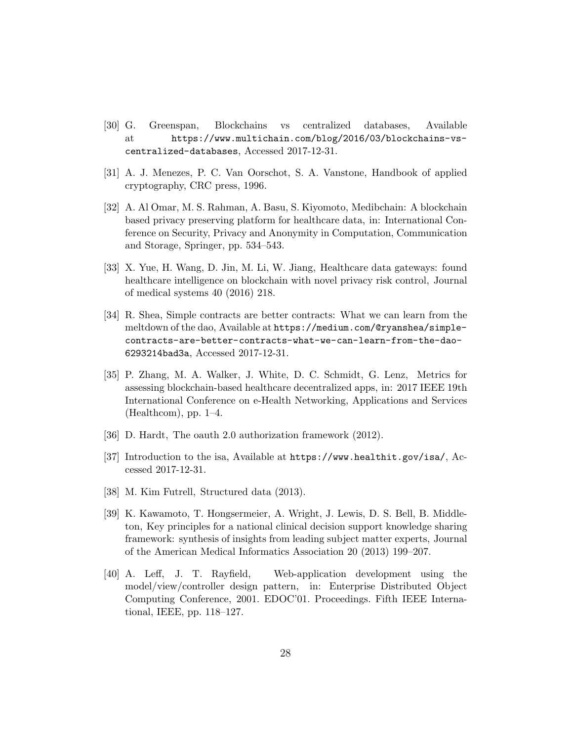[30] G. Greenspan, Blockchains vs centralized databases, Available at https://www.multichain.com/blog/2016/03/blockchains-vs-centralized-databases, Accessed 2017-12-31.

[31] A. J. Menezes, P. C. Van Oorschot, S. A. Vanstone, Handbook of applied cryptography, CRC press, 1996.

[32] A. Al Omar, M. S. Rahman, A. Basu, S. Kiyomoto, Medibchain: A blockchain based privacy preserving platform for healthcare data, in: International Conference on Security, Privacy and Anonymity in Computation, Communication and Storage, Springer, pp. 534–543.

[33] X. Yue, H. Wang, D. Jin, M. Li, W. Jiang, Healthcare data gateways: found healthcare intelligence on blockchain with novel privacy risk control, Journal of medical systems 40 (2016) 218.

[34] R. Shea, Simple contracts are better contracts: What we can learn from the meltdown of the dao, Available at https://medium.com/@ryanshea/simple-contracts-are-better-contracts-what-we-can-learn-from-the-dao-6293214bad3a, Accessed 2017-12-31.

[35] P. Zhang, M. A. Walker, J. White, D. C. Schmidt, G. Lenz, Metrics for assessing blockchain-based healthcare decentralized apps, in: 2017 IEEE 19th International Conference on e-Health Networking, Applications and Services (Healthcom), pp. 1–4.

[36] D. Hardt, The oauth 2.0 authorization framework (2012).

[37] Introduction to the isa, Available at https://www.healthit.gov/isa/, Accessed 2017-12-31.

[38] M. Kim Futrell, Structured data (2013).

[39] K. Kawamoto, T. Hongsermeier, A. Wright, J. Lewis, D. S. Bell, B. Middleton, Key principles for a national clinical decision support knowledge sharing framework: synthesis of insights from leading subject matter experts, Journal of the American Medical Informatics Association 20 (2013) 199–207.

[40] A. Leff, J. T. Rayfield, Web-application development using the model/view/controller design pattern, in: Enterprise Distributed Object Computing Conference, 2001. EDOC'01. Proceedings. Fifth IEEE International, IEEE, pp. 118–127.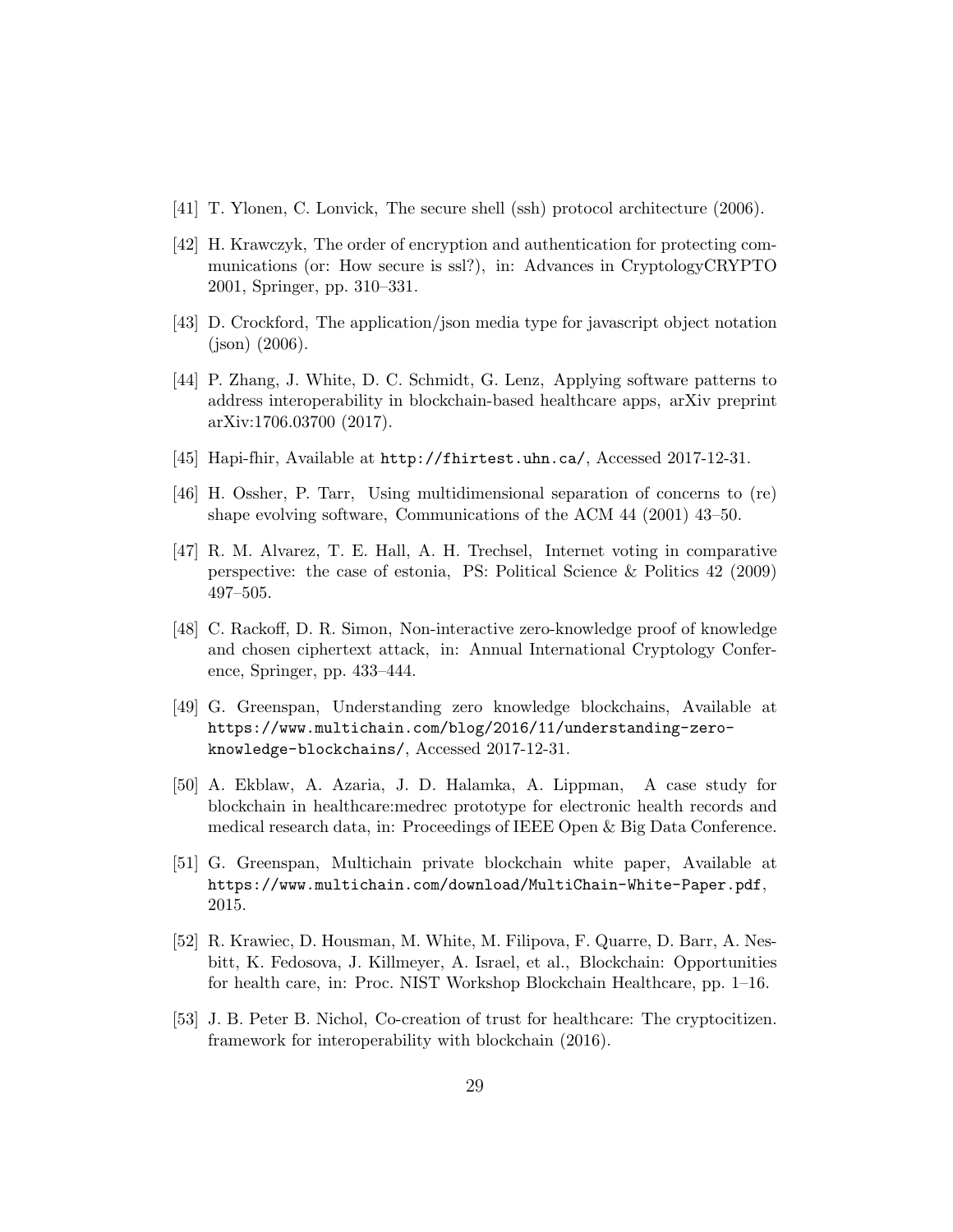[41] T. Ylonen, C. Lonvick, The secure shell (ssh) protocol architecture (2006).

[42] H. Krawczyk, The order of encryption and authentication for protecting communications (or: How secure is ssl?), in: Advances in CryptologyCRYPTO 2001, Springer, pp. 310–331.

[43] D. Crockford, The application/json media type for javascript object notation (json) (2006).

[44] P. Zhang, J. White, D. C. Schmidt, G. Lenz, Applying software patterns to address interoperability in blockchain-based healthcare apps, arXiv preprint arXiv:1706.03700 (2017).

[45] Hapi-fhir, Available at `http://fhirtest.uhn.ca/`, Accessed 2017-12-31.

[46] H. Ossher, P. Tarr, Using multidimensional separation of concerns to (re) shape evolving software, Communications of the ACM 44 (2001) 43–50.

[47] R. M. Alvarez, T. E. Hall, A. H. Trechsel, Internet voting in comparative perspective: the case of estonia, PS: Political Science & Politics 42 (2009) 497–505.

[48] C. Rackoff, D. R. Simon, Non-interactive zero-knowledge proof of knowledge and chosen ciphertext attack, in: Annual International Cryptology Conference, Springer, pp. 433–444.

[49] G. Greenspan, Understanding zero knowledge blockchains, Available at `https://www.multichain.com/blog/2016/11/understanding-zero-knowledge-blockchains/`, Accessed 2017-12-31.

[50] A. Ekblaw, A. Azaria, J. D. Halamka, A. Lippman, A case study for blockchain in healthcare:medrec prototype for electronic health records and medical research data, in: Proceedings of IEEE Open & Big Data Conference.

[51] G. Greenspan, Multichain private blockchain white paper, Available at `https://www.multichain.com/download/MultiChain-White-Paper.pdf`, 2015.

[52] R. Krawiec, D. Housman, M. White, M. Filipova, F. Quarre, D. Barr, A. Nesbitt, K. Fedosova, J. Killmeyer, A. Israel, et al., Blockchain: Opportunities for health care, in: Proc. NIST Workshop Blockchain Healthcare, pp. 1–16.

[53] J. B. Peter B. Nichol, Co-creation of trust for healthcare: The cryptocitizen. framework for interoperability with blockchain (2016).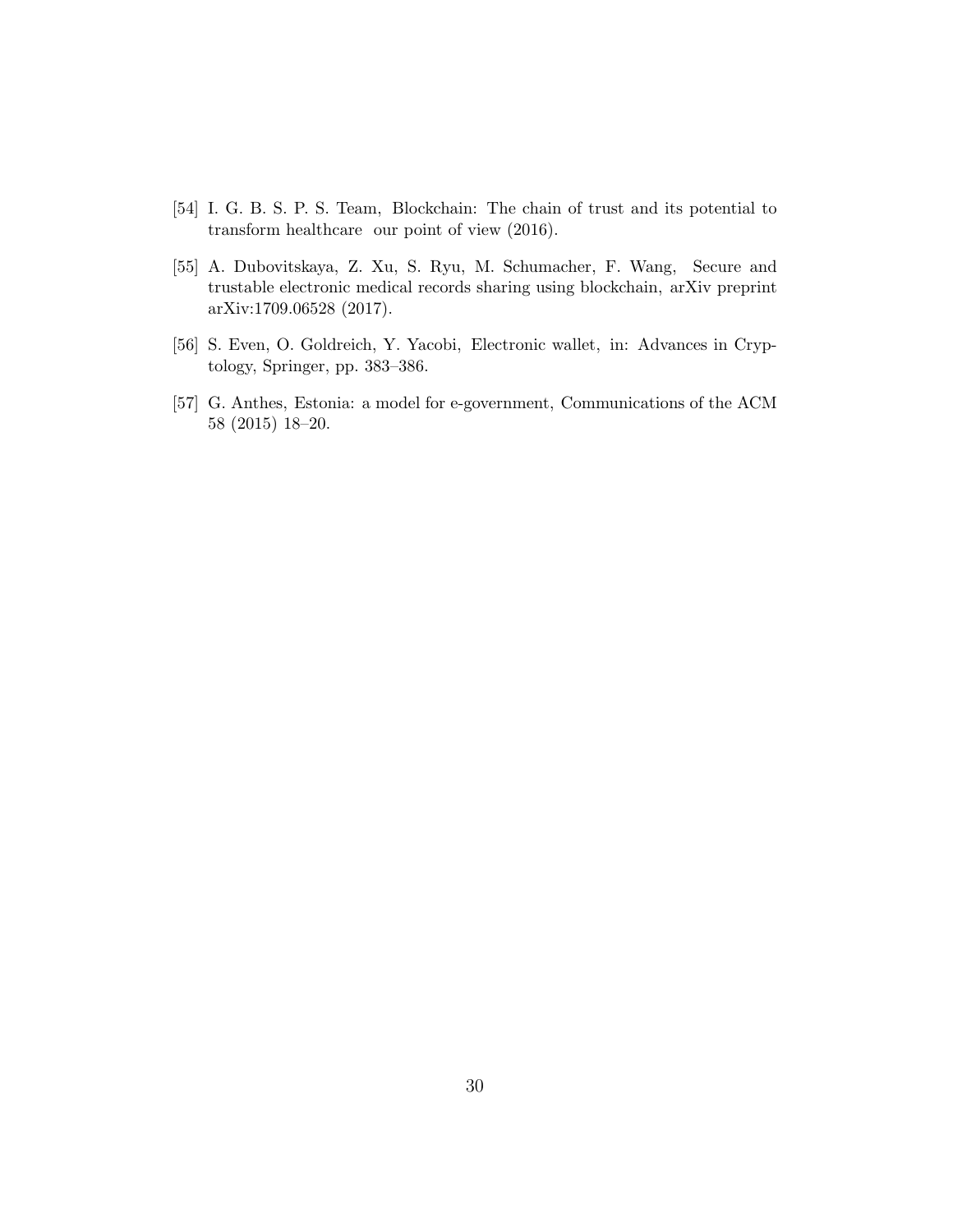[54] I. G. B. S. P. S. Team, Blockchain: The chain of trust and its potential to transform healthcare our point of view (2016).

[55] A. Dubovitskaya, Z. Xu, S. Ryu, M. Schumacher, F. Wang, Secure and trustable electronic medical records sharing using blockchain, arXiv preprint arXiv:1709.06528 (2017).

[56] S. Even, O. Goldreich, Y. Yacobi, Electronic wallet, in: Advances in Cryptology, Springer, pp. 383–386.

[57] G. Anthes, Estonia: a model for e-government, Communications of the ACM 58 (2015) 18–20.